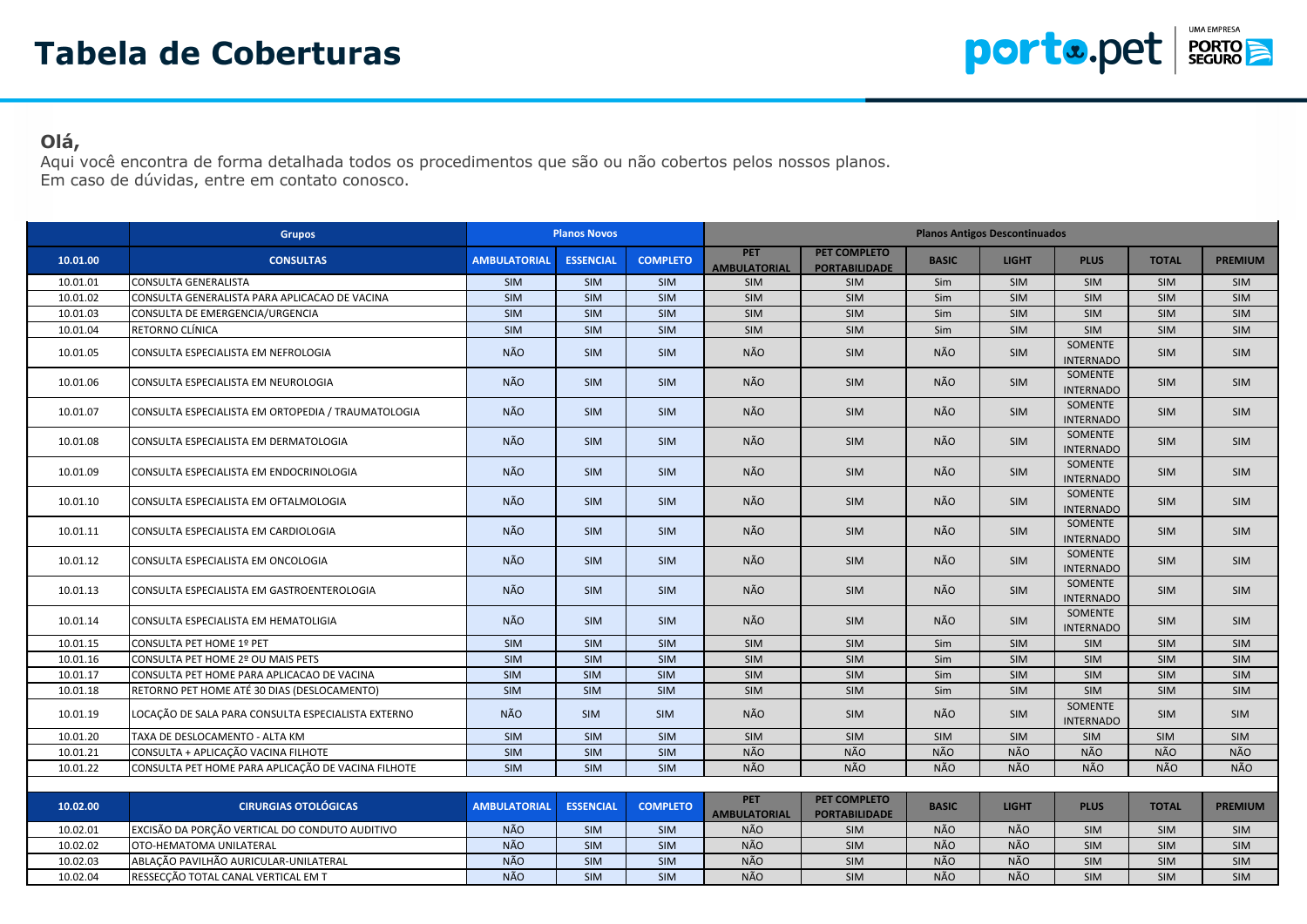# Tabela de Coberturas

**Olá,**

Aqui você encontra de forma detalhada todos os procedimentos que são ou não cobertos pelos nossos planos.
Em caso de dúvidas, entre em contato conosco.

| | Grupos | Planos Novos | | | Planos Antigos Descontinuados | | | | | | |
|---|---|---|---|---|---|---|---|---|---|---|---|
| **10.01.00** | **CONSULTAS** | **AMBULATORIAL** | **ESSENCIAL** | **COMPLETO** | **PET AMBULATORIAL** | **PET COMPLETO PORTABILIDADE** | **BASIC** | **LIGHT** | **PLUS** | **TOTAL** | **PREMIUM** |
| 10.01.01 | CONSULTA GENERALISTA | SIM | SIM | SIM | SIM | SIM | Sim | SIM | SIM | SIM | SIM |
| 10.01.02 | CONSULTA GENERALISTA PARA APLICACAO DE VACINA | SIM | SIM | SIM | SIM | SIM | Sim | SIM | SIM | SIM | SIM |
| 10.01.03 | CONSULTA DE EMERGENCIA/URGENCIA | SIM | SIM | SIM | SIM | SIM | Sim | SIM | SIM | SIM | SIM |
| 10.01.04 | RETORNO CLÍNICA | SIM | SIM | SIM | SIM | SIM | Sim | SIM | SIM | SIM | SIM |
| 10.01.05 | CONSULTA ESPECIALISTA EM NEFROLOGIA | NÃO | SIM | SIM | NÃO | SIM | NÃO | SIM | SOMENTE INTERNADO | SIM | SIM |
| 10.01.06 | CONSULTA ESPECIALISTA EM NEUROLOGIA | NÃO | SIM | SIM | NÃO | SIM | NÃO | SIM | SOMENTE INTERNADO | SIM | SIM |
| 10.01.07 | CONSULTA ESPECIALISTA EM ORTOPEDIA / TRAUMATOLOGIA | NÃO | SIM | SIM | NÃO | SIM | NÃO | SIM | SOMENTE INTERNADO | SIM | SIM |
| 10.01.08 | CONSULTA ESPECIALISTA EM DERMATOLOGIA | NÃO | SIM | SIM | NÃO | SIM | NÃO | SIM | SOMENTE INTERNADO | SIM | SIM |
| 10.01.09 | CONSULTA ESPECIALISTA EM ENDOCRINOLOGIA | NÃO | SIM | SIM | NÃO | SIM | NÃO | SIM | SOMENTE INTERNADO | SIM | SIM |
| 10.01.10 | CONSULTA ESPECIALISTA EM OFTALMOLOGIA | NÃO | SIM | SIM | NÃO | SIM | NÃO | SIM | SOMENTE INTERNADO | SIM | SIM |
| 10.01.11 | CONSULTA ESPECIALISTA EM CARDIOLOGIA | NÃO | SIM | SIM | NÃO | SIM | NÃO | SIM | SOMENTE INTERNADO | SIM | SIM |
| 10.01.12 | CONSULTA ESPECIALISTA EM ONCOLOGIA | NÃO | SIM | SIM | NÃO | SIM | NÃO | SIM | SOMENTE INTERNADO | SIM | SIM |
| 10.01.13 | CONSULTA ESPECIALISTA EM GASTROENTEROLOGIA | NÃO | SIM | SIM | NÃO | SIM | NÃO | SIM | SOMENTE INTERNADO | SIM | SIM |
| 10.01.14 | CONSULTA ESPECIALISTA EM HEMATOLIGIA | NÃO | SIM | SIM | NÃO | SIM | NÃO | SIM | SOMENTE INTERNADO | SIM | SIM |
| 10.01.15 | CONSULTA PET HOME 1º PET | SIM | SIM | SIM | SIM | SIM | Sim | SIM | SIM | SIM | SIM |
| 10.01.16 | CONSULTA PET HOME 2º OU MAIS PETS | SIM | SIM | SIM | SIM | SIM | Sim | SIM | SIM | SIM | SIM |
| 10.01.17 | CONSULTA PET HOME PARA APLICACAO DE VACINA | SIM | SIM | SIM | SIM | SIM | Sim | SIM | SIM | SIM | SIM |
| 10.01.18 | RETORNO PET HOME ATÉ 30 DIAS (DESLOCAMENTO) | SIM | SIM | SIM | SIM | SIM | Sim | SIM | SIM | SIM | SIM |
| 10.01.19 | LOCAÇÃO DE SALA PARA CONSULTA ESPECIALISTA EXTERNO | NÃO | SIM | SIM | NÃO | SIM | NÃO | SIM | SOMENTE INTERNADO | SIM | SIM |
| 10.01.20 | TAXA DE DESLOCAMENTO - ALTA KM | SIM | SIM | SIM | SIM | SIM | SIM | SIM | SIM | SIM | SIM |
| 10.01.21 | CONSULTA + APLICAÇÃO VACINA FILHOTE | SIM | SIM | SIM | NÃO | NÃO | NÃO | NÃO | NÃO | NÃO | NÃO |
| 10.01.22 | CONSULTA PET HOME PARA APLICAÇÃO DE VACINA FILHOTE | SIM | SIM | SIM | NÃO | NÃO | NÃO | NÃO | NÃO | NÃO | NÃO |
| | | | | | | | | | | | |
| **10.02.00** | **CIRURGIAS OTOLÓGICAS** | **AMBULATORIAL** | **ESSENCIAL** | **COMPLETO** | **PET AMBULATORIAL** | **PET COMPLETO PORTABILIDADE** | **BASIC** | **LIGHT** | **PLUS** | **TOTAL** | **PREMIUM** |
| 10.02.01 | EXCISÃO DA PORÇÃO VERTICAL DO CONDUTO AUDITIVO | NÃO | SIM | SIM | NÃO | SIM | NÃO | NÃO | SIM | SIM | SIM |
| 10.02.02 | OTO-HEMATOMA UNILATERAL | NÃO | SIM | SIM | NÃO | SIM | NÃO | NÃO | SIM | SIM | SIM |
| 10.02.03 | ABLAÇÃO PAVILHÃO AURICULAR-UNILATERAL | NÃO | SIM | SIM | NÃO | SIM | NÃO | NÃO | SIM | SIM | SIM |
| 10.02.04 | RESSECÇÃO TOTAL CANAL VERTICAL EM T | NÃO | SIM | SIM | NÃO | SIM | NÃO | NÃO | SIM | SIM | SIM |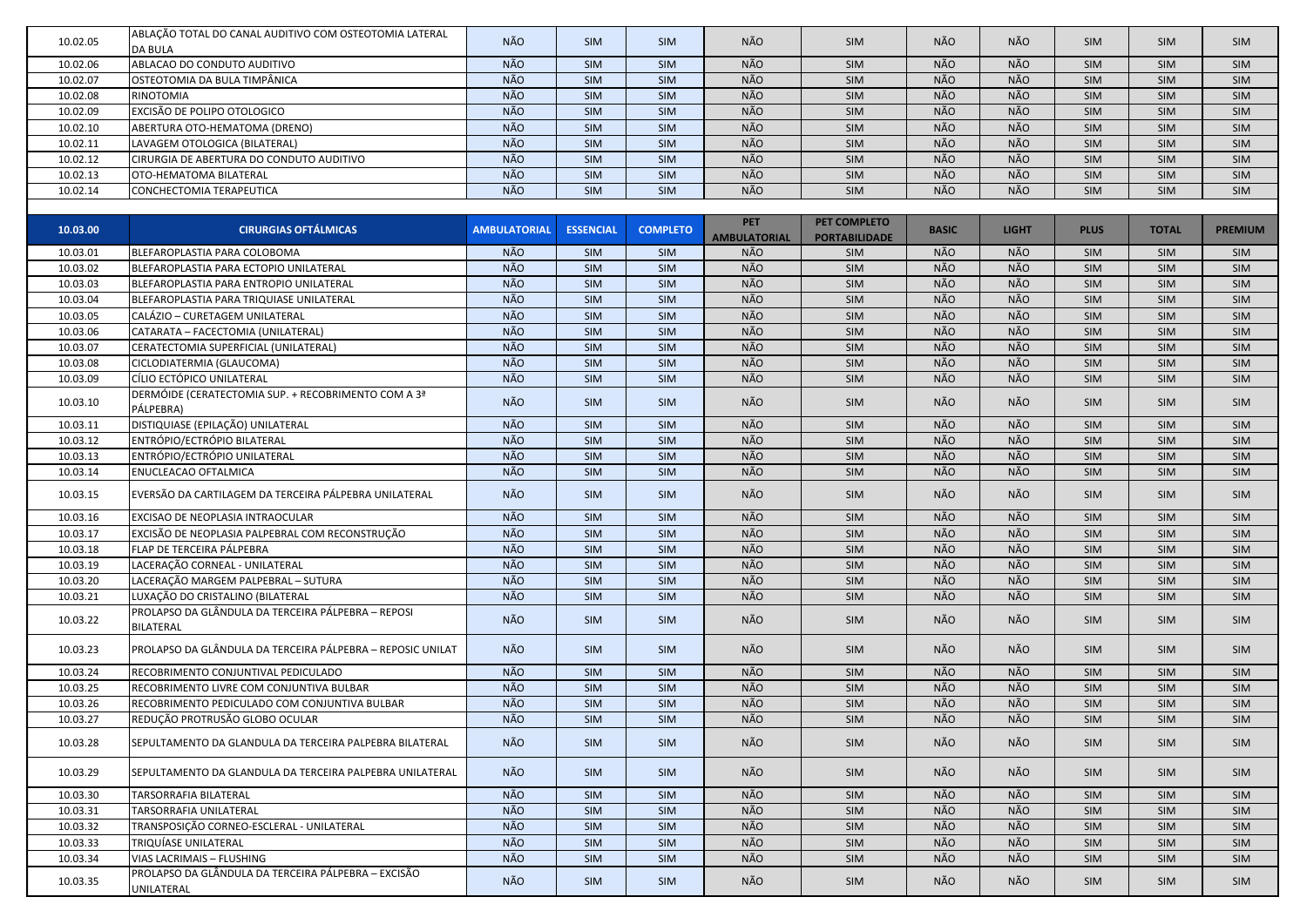| 10.02.05 | ABLAÇÃO TOTAL DO CANAL AUDITIVO COM OSTEOTOMIA LATERAL DA BULA | NÃO | SIM | SIM | NÃO | SIM | NÃO | NÃO | SIM | SIM | SIM |
|---|---|---|---|---|---|---|---|---|---|---|---|
| 10.02.06 | ABLACAO DO CONDUTO AUDITIVO | NÃO | SIM | SIM | NÃO | SIM | NÃO | NÃO | SIM | SIM | SIM |
| 10.02.07 | OSTEOTOMIA DA BULA TIMPÂNICA | NÃO | SIM | SIM | NÃO | SIM | NÃO | NÃO | SIM | SIM | SIM |
| 10.02.08 | RINOTOMIA | NÃO | SIM | SIM | NÃO | SIM | NÃO | NÃO | SIM | SIM | SIM |
| 10.02.09 | EXCISÃO DE POLIPO OTOLOGICO | NÃO | SIM | SIM | NÃO | SIM | NÃO | NÃO | SIM | SIM | SIM |
| 10.02.10 | ABERTURA OTO-HEMATOMA (DRENO) | NÃO | SIM | SIM | NÃO | SIM | NÃO | NÃO | SIM | SIM | SIM |
| 10.02.11 | LAVAGEM OTOLOGICA (BILATERAL) | NÃO | SIM | SIM | NÃO | SIM | NÃO | NÃO | SIM | SIM | SIM |
| 10.02.12 | CIRURGIA DE ABERTURA DO CONDUTO AUDITIVO | NÃO | SIM | SIM | NÃO | SIM | NÃO | NÃO | SIM | SIM | SIM |
| 10.02.13 | OTO-HEMATOMA BILATERAL | NÃO | SIM | SIM | NÃO | SIM | NÃO | NÃO | SIM | SIM | SIM |
| 10.02.14 | CONCHECTOMIA TERAPEUTICA | NÃO | SIM | SIM | NÃO | SIM | NÃO | NÃO | SIM | SIM | SIM |

| 10.03.00 | CIRURGIAS OFTÁLMICAS | AMBULATORIAL | ESSENCIAL | COMPLETO | PET AMBULATORIAL | PET COMPLETO PORTABILIDADE | BASIC | LIGHT | PLUS | TOTAL | PREMIUM |
|---|---|---|---|---|---|---|---|---|---|---|---|
| 10.03.01 | BLEFAROPLASTIA PARA COLOBOMA | NÃO | SIM | SIM | NÃO | SIM | NÃO | NÃO | SIM | SIM | SIM |
| 10.03.02 | BLEFAROPLASTIA PARA ECTOPIO UNILATERAL | NÃO | SIM | SIM | NÃO | SIM | NÃO | NÃO | SIM | SIM | SIM |
| 10.03.03 | BLEFAROPLASTIA PARA ENTROPIO UNILATERAL | NÃO | SIM | SIM | NÃO | SIM | NÃO | NÃO | SIM | SIM | SIM |
| 10.03.04 | BLEFAROPLASTIA PARA TRIQUIASE UNILATERAL | NÃO | SIM | SIM | NÃO | SIM | NÃO | NÃO | SIM | SIM | SIM |
| 10.03.05 | CALÁZIO – CURETAGEM UNILATERAL | NÃO | SIM | SIM | NÃO | SIM | NÃO | NÃO | SIM | SIM | SIM |
| 10.03.06 | CATARATA – FACECTOMIA (UNILATERAL) | NÃO | SIM | SIM | NÃO | SIM | NÃO | NÃO | SIM | SIM | SIM |
| 10.03.07 | CERATECTOMIA SUPERFICIAL (UNILATERAL) | NÃO | SIM | SIM | NÃO | SIM | NÃO | NÃO | SIM | SIM | SIM |
| 10.03.08 | CICLODIATERMIA (GLAUCOMA) | NÃO | SIM | SIM | NÃO | SIM | NÃO | NÃO | SIM | SIM | SIM |
| 10.03.09 | CÍLIO ECTÓPICO UNILATERAL | NÃO | SIM | SIM | NÃO | SIM | NÃO | NÃO | SIM | SIM | SIM |
| 10.03.10 | DERMÓIDE (CERATECTOMIA SUP. + RECOBRIMENTO COM A 3ª PÁLPEBRA) | NÃO | SIM | SIM | NÃO | SIM | NÃO | NÃO | SIM | SIM | SIM |
| 10.03.11 | DISTIQUIASE (EPILAÇÃO) UNILATERAL | NÃO | SIM | SIM | NÃO | SIM | NÃO | NÃO | SIM | SIM | SIM |
| 10.03.12 | ENTRÓPIO/ECTRÓPIO BILATERAL | NÃO | SIM | SIM | NÃO | SIM | NÃO | NÃO | SIM | SIM | SIM |
| 10.03.13 | ENTRÓPIO/ECTRÓPIO UNILATERAL | NÃO | SIM | SIM | NÃO | SIM | NÃO | NÃO | SIM | SIM | SIM |
| 10.03.14 | ENUCLEACAO OFTALMICA | NÃO | SIM | SIM | NÃO | SIM | NÃO | NÃO | SIM | SIM | SIM |
| 10.03.15 | EVERSÃO DA CARTILAGEM DA TERCEIRA PÁLPEBRA UNILATERAL | NÃO | SIM | SIM | NÃO | SIM | NÃO | NÃO | SIM | SIM | SIM |
| 10.03.16 | EXCISAO DE NEOPLASIA INTRAOCULAR | NÃO | SIM | SIM | NÃO | SIM | NÃO | NÃO | SIM | SIM | SIM |
| 10.03.17 | EXCISÃO DE NEOPLASIA PALPEBRAL COM RECONSTRUÇÃO | NÃO | SIM | SIM | NÃO | SIM | NÃO | NÃO | SIM | SIM | SIM |
| 10.03.18 | FLAP DE TERCEIRA PÁLPEBRA | NÃO | SIM | SIM | NÃO | SIM | NÃO | NÃO | SIM | SIM | SIM |
| 10.03.19 | LACERAÇÃO CORNEAL - UNILATERAL | NÃO | SIM | SIM | NÃO | SIM | NÃO | NÃO | SIM | SIM | SIM |
| 10.03.20 | LACERAÇÃO MARGEM PALPEBRAL – SUTURA | NÃO | SIM | SIM | NÃO | SIM | NÃO | NÃO | SIM | SIM | SIM |
| 10.03.21 | LUXAÇÃO DO CRISTALINO (BILATERAL | NÃO | SIM | SIM | NÃO | SIM | NÃO | NÃO | SIM | SIM | SIM |
| 10.03.22 | PROLAPSO DA GLÂNDULA DA TERCEIRA PÁLPEBRA – REPOSI BILATERAL | NÃO | SIM | SIM | NÃO | SIM | NÃO | NÃO | SIM | SIM | SIM |
| 10.03.23 | PROLAPSO DA GLÂNDULA DA TERCEIRA PÁLPEBRA – REPOSIC UNILAT | NÃO | SIM | SIM | NÃO | SIM | NÃO | NÃO | SIM | SIM | SIM |
| 10.03.24 | RECOBRIMENTO CONJUNTIVAL PEDICULADO | NÃO | SIM | SIM | NÃO | SIM | NÃO | NÃO | SIM | SIM | SIM |
| 10.03.25 | RECOBRIMENTO LIVRE COM CONJUNTIVA BULBAR | NÃO | SIM | SIM | NÃO | SIM | NÃO | NÃO | SIM | SIM | SIM |
| 10.03.26 | RECOBRIMENTO PEDICULADO COM CONJUNTIVA BULBAR | NÃO | SIM | SIM | NÃO | SIM | NÃO | NÃO | SIM | SIM | SIM |
| 10.03.27 | REDUÇÃO PROTRUSÃO GLOBO OCULAR | NÃO | SIM | SIM | NÃO | SIM | NÃO | NÃO | SIM | SIM | SIM |
| 10.03.28 | SEPULTAMENTO DA GLANDULA DA TERCEIRA PALPEBRA BILATERAL | NÃO | SIM | SIM | NÃO | SIM | NÃO | NÃO | SIM | SIM | SIM |
| 10.03.29 | SEPULTAMENTO DA GLANDULA DA TERCEIRA PALPEBRA UNILATERAL | NÃO | SIM | SIM | NÃO | SIM | NÃO | NÃO | SIM | SIM | SIM |
| 10.03.30 | TARSORRAFIA BILATERAL | NÃO | SIM | SIM | NÃO | SIM | NÃO | NÃO | SIM | SIM | SIM |
| 10.03.31 | TARSORRAFIA UNILATERAL | NÃO | SIM | SIM | NÃO | SIM | NÃO | NÃO | SIM | SIM | SIM |
| 10.03.32 | TRANSPOSIÇÃO CORNEO-ESCLERAL - UNILATERAL | NÃO | SIM | SIM | NÃO | SIM | NÃO | NÃO | SIM | SIM | SIM |
| 10.03.33 | TRIQUÍASE UNILATERAL | NÃO | SIM | SIM | NÃO | SIM | NÃO | NÃO | SIM | SIM | SIM |
| 10.03.34 | VIAS LACRIMAIS – FLUSHING | NÃO | SIM | SIM | NÃO | SIM | NÃO | NÃO | SIM | SIM | SIM |
| 10.03.35 | PROLAPSO DA GLÂNDULA DA TERCEIRA PÁLPEBRA – EXCISÃO UNILATERAL | NÃO | SIM | SIM | NÃO | SIM | NÃO | NÃO | SIM | SIM | SIM |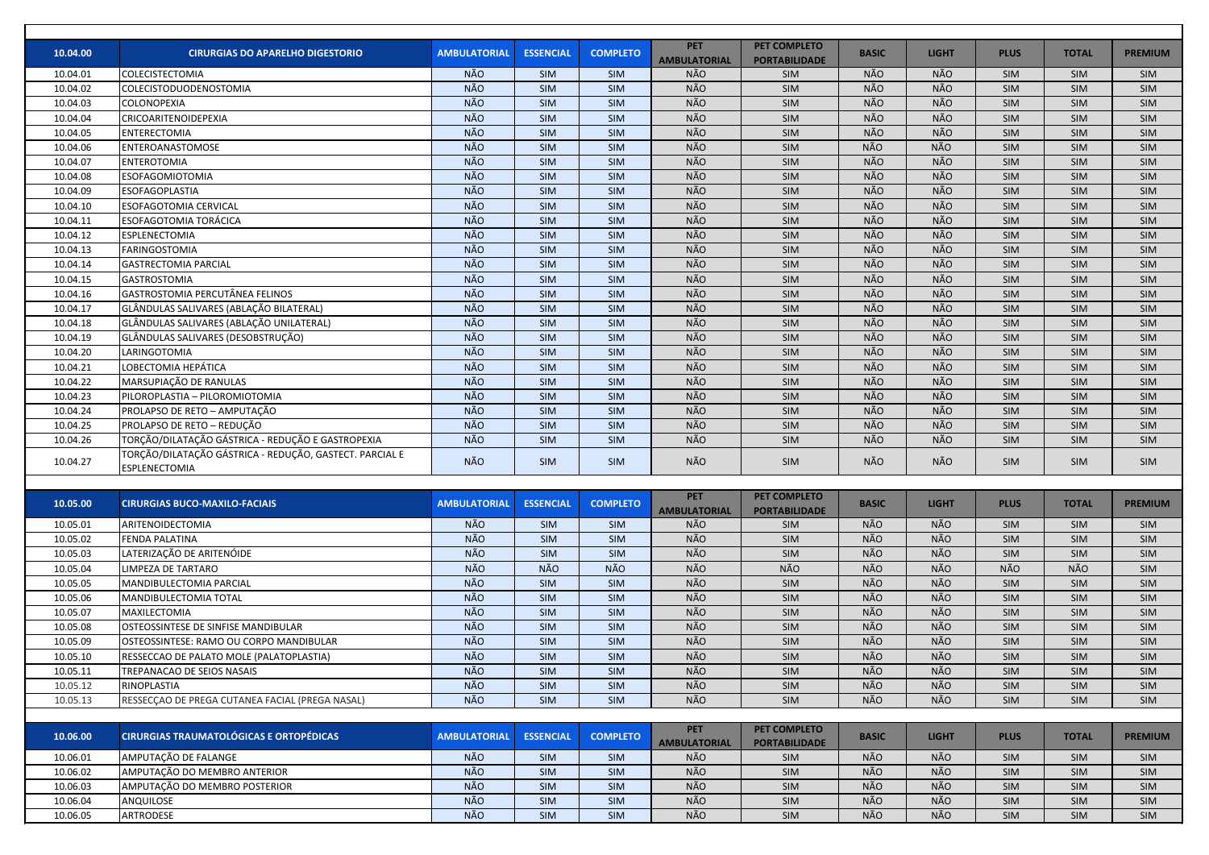| 10.04.00 | CIRURGIAS DO APARELHO DIGESTORIO | AMBULATORIAL | ESSENCIAL | COMPLETO | PET AMBULATORIAL | PET COMPLETO PORTABILIDADE | BASIC | LIGHT | PLUS | TOTAL | PREMIUM |
|---|---|---|---|---|---|---|---|---|---|---|---|
| 10.04.01 | COLECISTECTOMIA | NÃO | SIM | SIM | NÃO | SIM | NÃO | NÃO | SIM | SIM | SIM |
| 10.04.02 | COLECISTODUODENOSTOMIA | NÃO | SIM | SIM | NÃO | SIM | NÃO | NÃO | SIM | SIM | SIM |
| 10.04.03 | COLONOPEXIA | NÃO | SIM | SIM | NÃO | SIM | NÃO | NÃO | SIM | SIM | SIM |
| 10.04.04 | CRICOARITENOIDEPEXIA | NÃO | SIM | SIM | NÃO | SIM | NÃO | NÃO | SIM | SIM | SIM |
| 10.04.05 | ENTERECTOMIA | NÃO | SIM | SIM | NÃO | SIM | NÃO | NÃO | SIM | SIM | SIM |
| 10.04.06 | ENTEROANASTOMOSE | NÃO | SIM | SIM | NÃO | SIM | NÃO | NÃO | SIM | SIM | SIM |
| 10.04.07 | ENTEROTOMIA | NÃO | SIM | SIM | NÃO | SIM | NÃO | NÃO | SIM | SIM | SIM |
| 10.04.08 | ESOFAGOMIOTOMIA | NÃO | SIM | SIM | NÃO | SIM | NÃO | NÃO | SIM | SIM | SIM |
| 10.04.09 | ESOFAGOPLASTIA | NÃO | SIM | SIM | NÃO | SIM | NÃO | NÃO | SIM | SIM | SIM |
| 10.04.10 | ESOFAGOTOMIA CERVICAL | NÃO | SIM | SIM | NÃO | SIM | NÃO | NÃO | SIM | SIM | SIM |
| 10.04.11 | ESOFAGOTOMIA TORÁCICA | NÃO | SIM | SIM | NÃO | SIM | NÃO | NÃO | SIM | SIM | SIM |
| 10.04.12 | ESPLENECTOMIA | NÃO | SIM | SIM | NÃO | SIM | NÃO | NÃO | SIM | SIM | SIM |
| 10.04.13 | FARINGOSTOMIA | NÃO | SIM | SIM | NÃO | SIM | NÃO | NÃO | SIM | SIM | SIM |
| 10.04.14 | GASTRECTOMIA PARCIAL | NÃO | SIM | SIM | NÃO | SIM | NÃO | NÃO | SIM | SIM | SIM |
| 10.04.15 | GASTROSTOMIA | NÃO | SIM | SIM | NÃO | SIM | NÃO | NÃO | SIM | SIM | SIM |
| 10.04.16 | GASTROSTOMIA PERCUTÂNEA FELINOS | NÃO | SIM | SIM | NÃO | SIM | NÃO | NÃO | SIM | SIM | SIM |
| 10.04.17 | GLÂNDULAS SALIVARES (ABLAÇÃO BILATERAL) | NÃO | SIM | SIM | NÃO | SIM | NÃO | NÃO | SIM | SIM | SIM |
| 10.04.18 | GLÂNDULAS SALIVARES (ABLAÇÃO UNILATERAL) | NÃO | SIM | SIM | NÃO | SIM | NÃO | NÃO | SIM | SIM | SIM |
| 10.04.19 | GLÂNDULAS SALIVARES (DESOBSTRUÇÃO) | NÃO | SIM | SIM | NÃO | SIM | NÃO | NÃO | SIM | SIM | SIM |
| 10.04.20 | LARINGOTOMIA | NÃO | SIM | SIM | NÃO | SIM | NÃO | NÃO | SIM | SIM | SIM |
| 10.04.21 | LOBECTOMIA HEPÁTICA | NÃO | SIM | SIM | NÃO | SIM | NÃO | NÃO | SIM | SIM | SIM |
| 10.04.22 | MARSUPIAÇÃO DE RANULAS | NÃO | SIM | SIM | NÃO | SIM | NÃO | NÃO | SIM | SIM | SIM |
| 10.04.23 | PILOROPLASTIA – PILOROMIOTOMIA | NÃO | SIM | SIM | NÃO | SIM | NÃO | NÃO | SIM | SIM | SIM |
| 10.04.24 | PROLAPSO DE RETO – AMPUTAÇÃO | NÃO | SIM | SIM | NÃO | SIM | NÃO | NÃO | SIM | SIM | SIM |
| 10.04.25 | PROLAPSO DE RETO – REDUÇÃO | NÃO | SIM | SIM | NÃO | SIM | NÃO | NÃO | SIM | SIM | SIM |
| 10.04.26 | TORÇÃO/DILATAÇÃO GÁSTRICA - REDUÇÃO E GASTROPEXIA | NÃO | SIM | SIM | NÃO | SIM | NÃO | NÃO | SIM | SIM | SIM |
| 10.04.27 | TORÇÃO/DILATAÇÃO GÁSTRICA - REDUÇÃO, GASTECT. PARCIAL E ESPLENECTOMIA | NÃO | SIM | SIM | NÃO | SIM | NÃO | NÃO | SIM | SIM | SIM |

| 10.05.00 | CIRURGIAS BUCO-MAXILO-FACIAIS | AMBULATORIAL | ESSENCIAL | COMPLETO | PET AMBULATORIAL | PET COMPLETO PORTABILIDADE | BASIC | LIGHT | PLUS | TOTAL | PREMIUM |
|---|---|---|---|---|---|---|---|---|---|---|---|
| 10.05.01 | ARITENOIDECTOMIA | NÃO | SIM | SIM | NÃO | SIM | NÃO | NÃO | SIM | SIM | SIM |
| 10.05.02 | FENDA PALATINA | NÃO | SIM | SIM | NÃO | SIM | NÃO | NÃO | SIM | SIM | SIM |
| 10.05.03 | LATERIZAÇÃO DE ARITENÓIDE | NÃO | SIM | SIM | NÃO | SIM | NÃO | NÃO | SIM | SIM | SIM |
| 10.05.04 | LIMPEZA DE TARTARO | NÃO | NÃO | NÃO | NÃO | NÃO | NÃO | NÃO | NÃO | NÃO | SIM |
| 10.05.05 | MANDIBULECTOMIA PARCIAL | NÃO | SIM | SIM | NÃO | SIM | NÃO | NÃO | SIM | SIM | SIM |
| 10.05.06 | MANDIBULECTOMIA TOTAL | NÃO | SIM | SIM | NÃO | SIM | NÃO | NÃO | SIM | SIM | SIM |
| 10.05.07 | MAXILECTOMIA | NÃO | SIM | SIM | NÃO | SIM | NÃO | NÃO | SIM | SIM | SIM |
| 10.05.08 | OSTEOSSINTESE DE SINFISE MANDIBULAR | NÃO | SIM | SIM | NÃO | SIM | NÃO | NÃO | SIM | SIM | SIM |
| 10.05.09 | OSTEOSSINTESE: RAMO OU CORPO MANDIBULAR | NÃO | SIM | SIM | NÃO | SIM | NÃO | NÃO | SIM | SIM | SIM |
| 10.05.10 | RESSECCAO DE PALATO MOLE (PALATOPLASTIA) | NÃO | SIM | SIM | NÃO | SIM | NÃO | NÃO | SIM | SIM | SIM |
| 10.05.11 | TREPANACAO DE SEIOS NASAIS | NÃO | SIM | SIM | NÃO | SIM | NÃO | NÃO | SIM | SIM | SIM |
| 10.05.12 | RINOPLASTIA | NÃO | SIM | SIM | NÃO | SIM | NÃO | NÃO | SIM | SIM | SIM |
| 10.05.13 | RESSECÇAO DE PREGA CUTANEA FACIAL (PREGA NASAL) | NÃO | SIM | SIM | NÃO | SIM | NÃO | NÃO | SIM | SIM | SIM |

| 10.06.00 | CIRURGIAS TRAUMATOLÓGICAS E ORTOPÉDICAS | AMBULATORIAL | ESSENCIAL | COMPLETO | PET AMBULATORIAL | PET COMPLETO PORTABILIDADE | BASIC | LIGHT | PLUS | TOTAL | PREMIUM |
|---|---|---|---|---|---|---|---|---|---|---|---|
| 10.06.01 | AMPUTAÇÃO DE FALANGE | NÃO | SIM | SIM | NÃO | SIM | NÃO | NÃO | SIM | SIM | SIM |
| 10.06.02 | AMPUTAÇÃO DO MEMBRO ANTERIOR | NÃO | SIM | SIM | NÃO | SIM | NÃO | NÃO | SIM | SIM | SIM |
| 10.06.03 | AMPUTAÇÃO DO MEMBRO POSTERIOR | NÃO | SIM | SIM | NÃO | SIM | NÃO | NÃO | SIM | SIM | SIM |
| 10.06.04 | ANQUILOSE | NÃO | SIM | SIM | NÃO | SIM | NÃO | NÃO | SIM | SIM | SIM |
| 10.06.05 | ARTRODESE | NÃO | SIM | SIM | NÃO | SIM | NÃO | NÃO | SIM | SIM | SIM |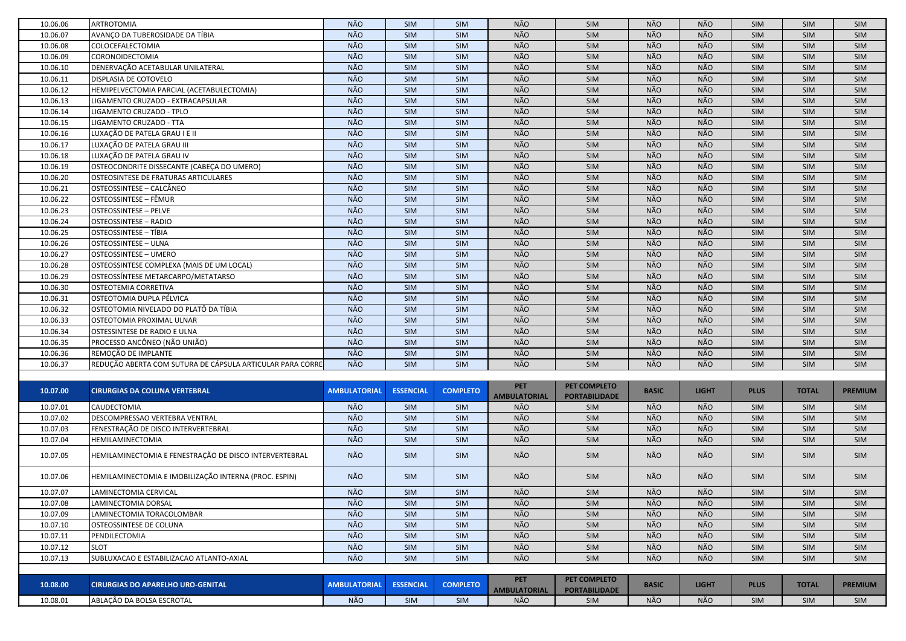| | | | | | | | | | | | |
|---|---|---|---|---|---|---|---|---|---|---|---|
| 10.06.06 | ARTROTOMIA | NÃO | SIM | SIM | NÃO | SIM | NÃO | NÃO | SIM | SIM | SIM |
| 10.06.07 | AVANÇO DA TUBEROSIDADE DA TÍBIA | NÃO | SIM | SIM | NÃO | SIM | NÃO | NÃO | SIM | SIM | SIM |
| 10.06.08 | COLOCEFALECTOMIA | NÃO | SIM | SIM | NÃO | SIM | NÃO | NÃO | SIM | SIM | SIM |
| 10.06.09 | CORONOIDECTOMIA | NÃO | SIM | SIM | NÃO | SIM | NÃO | NÃO | SIM | SIM | SIM |
| 10.06.10 | DENERVAÇÃO ACETABULAR UNILATERAL | NÃO | SIM | SIM | NÃO | SIM | NÃO | NÃO | SIM | SIM | SIM |
| 10.06.11 | DISPLASIA DE COTOVELO | NÃO | SIM | SIM | NÃO | SIM | NÃO | NÃO | SIM | SIM | SIM |
| 10.06.12 | HEMIPELVECTOMIA PARCIAL (ACETABULECTOMIA) | NÃO | SIM | SIM | NÃO | SIM | NÃO | NÃO | SIM | SIM | SIM |
| 10.06.13 | LIGAMENTO CRUZADO - EXTRACAPSULAR | NÃO | SIM | SIM | NÃO | SIM | NÃO | NÃO | SIM | SIM | SIM |
| 10.06.14 | LIGAMENTO CRUZADO - TPLO | NÃO | SIM | SIM | NÃO | SIM | NÃO | NÃO | SIM | SIM | SIM |
| 10.06.15 | LIGAMENTO CRUZADO - TTA | NÃO | SIM | SIM | NÃO | SIM | NÃO | NÃO | SIM | SIM | SIM |
| 10.06.16 | LUXAÇÃO DE PATELA GRAU I E II | NÃO | SIM | SIM | NÃO | SIM | NÃO | NÃO | SIM | SIM | SIM |
| 10.06.17 | LUXAÇÃO DE PATELA GRAU III | NÃO | SIM | SIM | NÃO | SIM | NÃO | NÃO | SIM | SIM | SIM |
| 10.06.18 | LUXAÇÃO DE PATELA GRAU IV | NÃO | SIM | SIM | NÃO | SIM | NÃO | NÃO | SIM | SIM | SIM |
| 10.06.19 | OSTEOCONDRITE DISSECANTE (CABEÇA DO UMERO) | NÃO | SIM | SIM | NÃO | SIM | NÃO | NÃO | SIM | SIM | SIM |
| 10.06.20 | OSTEOSINTESE DE FRATURAS ARTICULARES | NÃO | SIM | SIM | NÃO | SIM | NÃO | NÃO | SIM | SIM | SIM |
| 10.06.21 | OSTEOSSINTESE – CALCÂNEO | NÃO | SIM | SIM | NÃO | SIM | NÃO | NÃO | SIM | SIM | SIM |
| 10.06.22 | OSTEOSSINTESE – FÊMUR | NÃO | SIM | SIM | NÃO | SIM | NÃO | NÃO | SIM | SIM | SIM |
| 10.06.23 | OSTEOSSINTESE – PELVE | NÃO | SIM | SIM | NÃO | SIM | NÃO | NÃO | SIM | SIM | SIM |
| 10.06.24 | OSTEOSSINTESE – RADIO | NÃO | SIM | SIM | NÃO | SIM | NÃO | NÃO | SIM | SIM | SIM |
| 10.06.25 | OSTEOSSINTESE – TÍBIA | NÃO | SIM | SIM | NÃO | SIM | NÃO | NÃO | SIM | SIM | SIM |
| 10.06.26 | OSTEOSSINTESE – ULNA | NÃO | SIM | SIM | NÃO | SIM | NÃO | NÃO | SIM | SIM | SIM |
| 10.06.27 | OSTEOSSINTESE – UMERO | NÃO | SIM | SIM | NÃO | SIM | NÃO | NÃO | SIM | SIM | SIM |
| 10.06.28 | OSTEOSSINTESE COMPLEXA (MAIS DE UM LOCAL) | NÃO | SIM | SIM | NÃO | SIM | NÃO | NÃO | SIM | SIM | SIM |
| 10.06.29 | OSTEOSSÍNTESE METARCARPO/METATARSO | NÃO | SIM | SIM | NÃO | SIM | NÃO | NÃO | SIM | SIM | SIM |
| 10.06.30 | OSTEOTEMIA CORRETIVA | NÃO | SIM | SIM | NÃO | SIM | NÃO | NÃO | SIM | SIM | SIM |
| 10.06.31 | OSTEOTOMIA DUPLA PÉLVICA | NÃO | SIM | SIM | NÃO | SIM | NÃO | NÃO | SIM | SIM | SIM |
| 10.06.32 | OSTEOTOMIA NIVELADO DO PLATÔ DA TÍBIA | NÃO | SIM | SIM | NÃO | SIM | NÃO | NÃO | SIM | SIM | SIM |
| 10.06.33 | OSTEOTOMIA PROXIMAL ULNAR | NÃO | SIM | SIM | NÃO | SIM | NÃO | NÃO | SIM | SIM | SIM |
| 10.06.34 | OSTESSINTESE DE RADIO E ULNA | NÃO | SIM | SIM | NÃO | SIM | NÃO | NÃO | SIM | SIM | SIM |
| 10.06.35 | PROCESSO ANCÔNEO (NÃO UNIÃO) | NÃO | SIM | SIM | NÃO | SIM | NÃO | NÃO | SIM | SIM | SIM |
| 10.06.36 | REMOÇÃO DE IMPLANTE | NÃO | SIM | SIM | NÃO | SIM | NÃO | NÃO | SIM | SIM | SIM |
| 10.06.37 | REDUÇÃO ABERTA COM SUTURA DE CÁPSULA ARTICULAR PARA CORRE | NÃO | SIM | SIM | NÃO | SIM | NÃO | NÃO | SIM | SIM | SIM |

| 10.07.00 | CIRURGIAS DA COLUNA VERTEBRAL | AMBULATORIAL | ESSENCIAL | COMPLETO | PET AMBULATORIAL | PET COMPLETO PORTABILIDADE | BASIC | LIGHT | PLUS | TOTAL | PREMIUM |
|---|---|---|---|---|---|---|---|---|---|---|---|
| 10.07.01 | CAUDECTOMIA | NÃO | SIM | SIM | NÃO | SIM | NÃO | NÃO | SIM | SIM | SIM |
| 10.07.02 | DESCOMPRESSAO VERTEBRA VENTRAL | NÃO | SIM | SIM | NÃO | SIM | NÃO | NÃO | SIM | SIM | SIM |
| 10.07.03 | FENESTRAÇÃO DE DISCO INTERVERTEBRAL | NÃO | SIM | SIM | NÃO | SIM | NÃO | NÃO | SIM | SIM | SIM |
| 10.07.04 | HEMILAMINECTOMIA | NÃO | SIM | SIM | NÃO | SIM | NÃO | NÃO | SIM | SIM | SIM |
| 10.07.05 | HEMILAMINECTOMIA E FENESTRAÇÃO DE DISCO INTERVERTEBRAL | NÃO | SIM | SIM | NÃO | SIM | NÃO | NÃO | SIM | SIM | SIM |
| 10.07.06 | HEMILAMINECTOMIA E IMOBILIZAÇÃO INTERNA (PROC. ESPIN) | NÃO | SIM | SIM | NÃO | SIM | NÃO | NÃO | SIM | SIM | SIM |
| 10.07.07 | LAMINECTOMIA CERVICAL | NÃO | SIM | SIM | NÃO | SIM | NÃO | NÃO | SIM | SIM | SIM |
| 10.07.08 | LAMINECTOMIA DORSAL | NÃO | SIM | SIM | NÃO | SIM | NÃO | NÃO | SIM | SIM | SIM |
| 10.07.09 | LAMINECTOMIA TORACOLOMBAR | NÃO | SIM | SIM | NÃO | SIM | NÃO | NÃO | SIM | SIM | SIM |
| 10.07.10 | OSTEOSSINTESE DE COLUNA | NÃO | SIM | SIM | NÃO | SIM | NÃO | NÃO | SIM | SIM | SIM |
| 10.07.11 | PENDILECTOMIA | NÃO | SIM | SIM | NÃO | SIM | NÃO | NÃO | SIM | SIM | SIM |
| 10.07.12 | SLOT | NÃO | SIM | SIM | NÃO | SIM | NÃO | NÃO | SIM | SIM | SIM |
| 10.07.13 | SUBLUXACAO E ESTABILIZACAO ATLANTO-AXIAL | NÃO | SIM | SIM | NÃO | SIM | NÃO | NÃO | SIM | SIM | SIM |

| 10.08.00 | CIRURGIAS DO APARELHO URO-GENITAL | AMBULATORIAL | ESSENCIAL | COMPLETO | PET AMBULATORIAL | PET COMPLETO PORTABILIDADE | BASIC | LIGHT | PLUS | TOTAL | PREMIUM |
|---|---|---|---|---|---|---|---|---|---|---|---|
| 10.08.01 | ABLAÇÃO DA BOLSA ESCROTAL | NÃO | SIM | SIM | NÃO | SIM | NÃO | NÃO | SIM | SIM | SIM |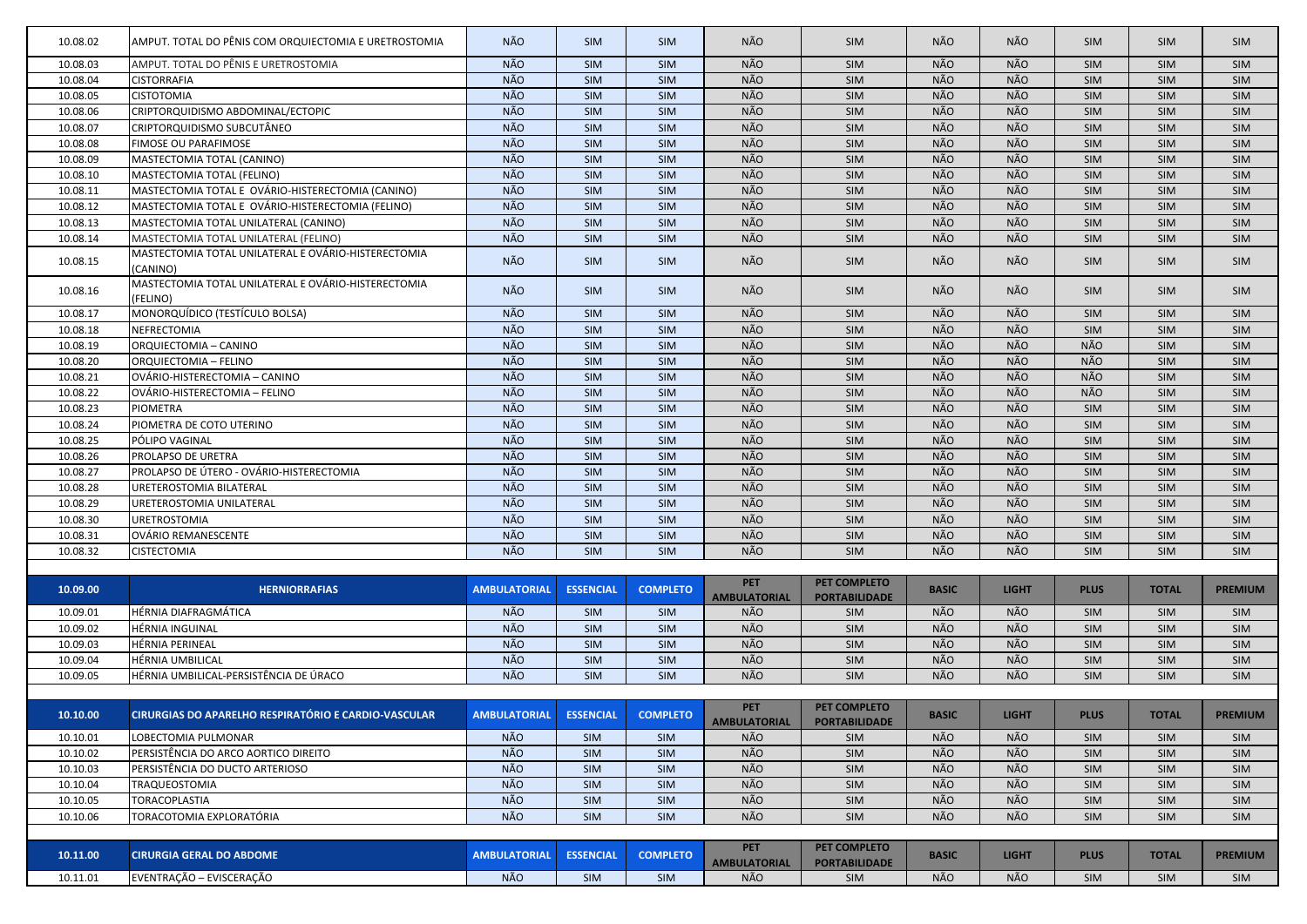| 10.08.02 | AMPUT. TOTAL DO PÊNIS COM ORQUIECTOMIA E URETROSTOMIA | NÃO | SIM | SIM | NÃO | SIM | NÃO | NÃO | SIM | SIM | SIM |
|---|---|---|---|---|---|---|---|---|---|---|---|
| 10.08.03 | AMPUT. TOTAL DO PÊNIS E URETROSTOMIA | NÃO | SIM | SIM | NÃO | SIM | NÃO | NÃO | SIM | SIM | SIM |
| 10.08.04 | CISTORRAFIA | NÃO | SIM | SIM | NÃO | SIM | NÃO | NÃO | SIM | SIM | SIM |
| 10.08.05 | CISTOTOMIA | NÃO | SIM | SIM | NÃO | SIM | NÃO | NÃO | SIM | SIM | SIM |
| 10.08.06 | CRIPTORQUIDISMO ABDOMINAL/ECTOPIC | NÃO | SIM | SIM | NÃO | SIM | NÃO | NÃO | SIM | SIM | SIM |
| 10.08.07 | CRIPTORQUIDISMO SUBCUTÂNEO | NÃO | SIM | SIM | NÃO | SIM | NÃO | NÃO | SIM | SIM | SIM |
| 10.08.08 | FIMOSE OU PARAFIMOSE | NÃO | SIM | SIM | NÃO | SIM | NÃO | NÃO | SIM | SIM | SIM |
| 10.08.09 | MASTECTOMIA TOTAL (CANINO) | NÃO | SIM | SIM | NÃO | SIM | NÃO | NÃO | SIM | SIM | SIM |
| 10.08.10 | MASTECTOMIA TOTAL (FELINO) | NÃO | SIM | SIM | NÃO | SIM | NÃO | NÃO | SIM | SIM | SIM |
| 10.08.11 | MASTECTOMIA TOTAL E OVÁRIO-HISTERECTOMIA (CANINO) | NÃO | SIM | SIM | NÃO | SIM | NÃO | NÃO | SIM | SIM | SIM |
| 10.08.12 | MASTECTOMIA TOTAL E OVÁRIO-HISTERECTOMIA (FELINO) | NÃO | SIM | SIM | NÃO | SIM | NÃO | NÃO | SIM | SIM | SIM |
| 10.08.13 | MASTECTOMIA TOTAL UNILATERAL (CANINO) | NÃO | SIM | SIM | NÃO | SIM | NÃO | NÃO | SIM | SIM | SIM |
| 10.08.14 | MASTECTOMIA TOTAL UNILATERAL (FELINO) | NÃO | SIM | SIM | NÃO | SIM | NÃO | NÃO | SIM | SIM | SIM |
| 10.08.15 | MASTECTOMIA TOTAL UNILATERAL E OVÁRIO-HISTERECTOMIA (CANINO) | NÃO | SIM | SIM | NÃO | SIM | NÃO | NÃO | SIM | SIM | SIM |
| 10.08.16 | MASTECTOMIA TOTAL UNILATERAL E OVÁRIO-HISTERECTOMIA (FELINO) | NÃO | SIM | SIM | NÃO | SIM | NÃO | NÃO | SIM | SIM | SIM |
| 10.08.17 | MONORQUÍDICO (TESTÍCULO BOLSA) | NÃO | SIM | SIM | NÃO | SIM | NÃO | NÃO | SIM | SIM | SIM |
| 10.08.18 | NEFRECTOMIA | NÃO | SIM | SIM | NÃO | SIM | NÃO | NÃO | SIM | SIM | SIM |
| 10.08.19 | ORQUIECTOMIA – CANINO | NÃO | SIM | SIM | NÃO | SIM | NÃO | NÃO | NÃO | SIM | SIM |
| 10.08.20 | ORQUIECTOMIA – FELINO | NÃO | SIM | SIM | NÃO | SIM | NÃO | NÃO | NÃO | SIM | SIM |
| 10.08.21 | OVÁRIO-HISTERECTOMIA – CANINO | NÃO | SIM | SIM | NÃO | SIM | NÃO | NÃO | NÃO | SIM | SIM |
| 10.08.22 | OVÁRIO-HISTERECTOMIA – FELINO | NÃO | SIM | SIM | NÃO | SIM | NÃO | NÃO | NÃO | SIM | SIM |
| 10.08.23 | PIOMETRA | NÃO | SIM | SIM | NÃO | SIM | NÃO | NÃO | SIM | SIM | SIM |
| 10.08.24 | PIOMETRA DE COTO UTERINO | NÃO | SIM | SIM | NÃO | SIM | NÃO | NÃO | SIM | SIM | SIM |
| 10.08.25 | PÓLIPO VAGINAL | NÃO | SIM | SIM | NÃO | SIM | NÃO | NÃO | SIM | SIM | SIM |
| 10.08.26 | PROLAPSO DE URETRA | NÃO | SIM | SIM | NÃO | SIM | NÃO | NÃO | SIM | SIM | SIM |
| 10.08.27 | PROLAPSO DE ÚTERO - OVÁRIO-HISTERECTOMIA | NÃO | SIM | SIM | NÃO | SIM | NÃO | NÃO | SIM | SIM | SIM |
| 10.08.28 | URETEROSTOMIA BILATERAL | NÃO | SIM | SIM | NÃO | SIM | NÃO | NÃO | SIM | SIM | SIM |
| 10.08.29 | URETEROSTOMIA UNILATERAL | NÃO | SIM | SIM | NÃO | SIM | NÃO | NÃO | SIM | SIM | SIM |
| 10.08.30 | URETROSTOMIA | NÃO | SIM | SIM | NÃO | SIM | NÃO | NÃO | SIM | SIM | SIM |
| 10.08.31 | OVÁRIO REMANESCENTE | NÃO | SIM | SIM | NÃO | SIM | NÃO | NÃO | SIM | SIM | SIM |
| 10.08.32 | CISTECTOMIA | NÃO | SIM | SIM | NÃO | SIM | NÃO | NÃO | SIM | SIM | SIM |

| 10.09.00 | HERNIORRAFIAS | AMBULATORIAL | ESSENCIAL | COMPLETO | PET AMBULATORIAL | PET COMPLETO PORTABILIDADE | BASIC | LIGHT | PLUS | TOTAL | PREMIUM |
|---|---|---|---|---|---|---|---|---|---|---|---|
| 10.09.01 | HÉRNIA DIAFRAGMÁTICA | NÃO | SIM | SIM | NÃO | SIM | NÃO | NÃO | SIM | SIM | SIM |
| 10.09.02 | HÉRNIA INGUINAL | NÃO | SIM | SIM | NÃO | SIM | NÃO | NÃO | SIM | SIM | SIM |
| 10.09.03 | HÉRNIA PERINEAL | NÃO | SIM | SIM | NÃO | SIM | NÃO | NÃO | SIM | SIM | SIM |
| 10.09.04 | HÉRNIA UMBILICAL | NÃO | SIM | SIM | NÃO | SIM | NÃO | NÃO | SIM | SIM | SIM |
| 10.09.05 | HÉRNIA UMBILICAL-PERSISTÊNCIA DE ÚRACO | NÃO | SIM | SIM | NÃO | SIM | NÃO | NÃO | SIM | SIM | SIM |

| 10.10.00 | CIRURGIAS DO APARELHO RESPIRATÓRIO E CARDIO-VASCULAR | AMBULATORIAL | ESSENCIAL | COMPLETO | PET AMBULATORIAL | PET COMPLETO PORTABILIDADE | BASIC | LIGHT | PLUS | TOTAL | PREMIUM |
|---|---|---|---|---|---|---|---|---|---|---|---|
| 10.10.01 | LOBECTOMIA PULMONAR | NÃO | SIM | SIM | NÃO | SIM | NÃO | NÃO | SIM | SIM | SIM |
| 10.10.02 | PERSISTÊNCIA DO ARCO AORTICO DIREITO | NÃO | SIM | SIM | NÃO | SIM | NÃO | NÃO | SIM | SIM | SIM |
| 10.10.03 | PERSISTÊNCIA DO DUCTO ARTERIOSO | NÃO | SIM | SIM | NÃO | SIM | NÃO | NÃO | SIM | SIM | SIM |
| 10.10.04 | TRAQUEOSTOMIA | NÃO | SIM | SIM | NÃO | SIM | NÃO | NÃO | SIM | SIM | SIM |
| 10.10.05 | TORACOPLASTIA | NÃO | SIM | SIM | NÃO | SIM | NÃO | NÃO | SIM | SIM | SIM |
| 10.10.06 | TORACOTOMIA EXPLORATÓRIA | NÃO | SIM | SIM | NÃO | SIM | NÃO | NÃO | SIM | SIM | SIM |

| 10.11.00 | CIRURGIA GERAL DO ABDOME | AMBULATORIAL | ESSENCIAL | COMPLETO | PET AMBULATORIAL | PET COMPLETO PORTABILIDADE | BASIC | LIGHT | PLUS | TOTAL | PREMIUM |
|---|---|---|---|---|---|---|---|---|---|---|---|
| 10.11.01 | EVENTRAÇÃO – EVISCERAÇÃO | NÃO | SIM | SIM | NÃO | SIM | NÃO | NÃO | SIM | SIM | SIM |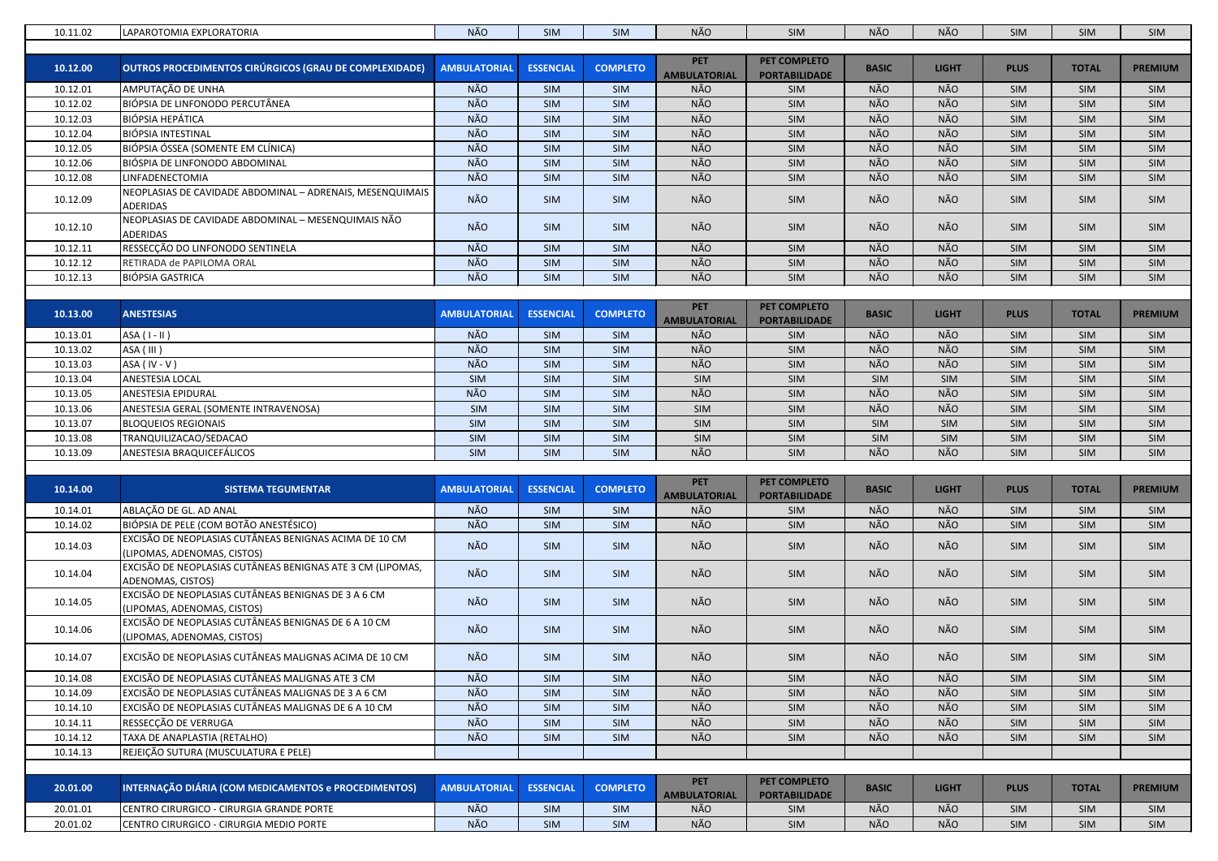| 10.11.02 | LAPAROTOMIA EXPLORATORIA | NÃO | SIM | SIM | NÃO | SIM | NÃO | NÃO | SIM | SIM | SIM |
|---|---|---|---|---|---|---|---|---|---|---|---|
| **10.12.00** | **OUTROS PROCEDIMENTOS CIRÚRGICOS (GRAU DE COMPLEXIDADE)** | **AMBULATORIAL** | **ESSENCIAL** | **COMPLETO** | **PET AMBULATORIAL** | **PET COMPLETO PORTABILIDADE** | **BASIC** | **LIGHT** | **PLUS** | **TOTAL** | **PREMIUM** |
| 10.12.01 | AMPUTAÇÃO DE UNHA | NÃO | SIM | SIM | NÃO | SIM | NÃO | NÃO | SIM | SIM | SIM |
| 10.12.02 | BIÓPSIA DE LINFONODO PERCUTÂNEA | NÃO | SIM | SIM | NÃO | SIM | NÃO | NÃO | SIM | SIM | SIM |
| 10.12.03 | BIÓPSIA HEPÁTICA | NÃO | SIM | SIM | NÃO | SIM | NÃO | NÃO | SIM | SIM | SIM |
| 10.12.04 | BIÓPSIA INTESTINAL | NÃO | SIM | SIM | NÃO | SIM | NÃO | NÃO | SIM | SIM | SIM |
| 10.12.05 | BIÓPSIA ÓSSEA (SOMENTE EM CLÍNICA) | NÃO | SIM | SIM | NÃO | SIM | NÃO | NÃO | SIM | SIM | SIM |
| 10.12.06 | BIÓSPIA DE LINFONODO ABDOMINAL | NÃO | SIM | SIM | NÃO | SIM | NÃO | NÃO | SIM | SIM | SIM |
| 10.12.08 | LINFADENECTOMIA | NÃO | SIM | SIM | NÃO | SIM | NÃO | NÃO | SIM | SIM | SIM |
| 10.12.09 | NEOPLASIAS DE CAVIDADE ABDOMINAL – ADRENAIS, MESENQUIMAIS ADERIDAS | NÃO | SIM | SIM | NÃO | SIM | NÃO | NÃO | SIM | SIM | SIM |
| 10.12.10 | NEOPLASIAS DE CAVIDADE ABDOMINAL – MESENQUIMAIS NÃO ADERIDAS | NÃO | SIM | SIM | NÃO | SIM | NÃO | NÃO | SIM | SIM | SIM |
| 10.12.11 | RESSECÇÃO DO LINFONODO SENTINELA | NÃO | SIM | SIM | NÃO | SIM | NÃO | NÃO | SIM | SIM | SIM |
| 10.12.12 | RETIRADA de PAPILOMA ORAL | NÃO | SIM | SIM | NÃO | SIM | NÃO | NÃO | SIM | SIM | SIM |
| 10.12.13 | BIÓPSIA GASTRICA | NÃO | SIM | SIM | NÃO | SIM | NÃO | NÃO | SIM | SIM | SIM |
| **10.13.00** | **ANESTESIAS** | **AMBULATORIAL** | **ESSENCIAL** | **COMPLETO** | **PET AMBULATORIAL** | **PET COMPLETO PORTABILIDADE** | **BASIC** | **LIGHT** | **PLUS** | **TOTAL** | **PREMIUM** |
| 10.13.01 | ASA ( I - II ) | NÃO | SIM | SIM | NÃO | SIM | NÃO | NÃO | SIM | SIM | SIM |
| 10.13.02 | ASA ( III ) | NÃO | SIM | SIM | NÃO | SIM | NÃO | NÃO | SIM | SIM | SIM |
| 10.13.03 | ASA ( IV - V ) | NÃO | SIM | SIM | NÃO | SIM | NÃO | NÃO | SIM | SIM | SIM |
| 10.13.04 | ANESTESIA LOCAL | SIM | SIM | SIM | SIM | SIM | SIM | SIM | SIM | SIM | SIM |
| 10.13.05 | ANESTESIA EPIDURAL | NÃO | SIM | SIM | NÃO | SIM | NÃO | NÃO | SIM | SIM | SIM |
| 10.13.06 | ANESTESIA GERAL (SOMENTE INTRAVENOSA) | SIM | SIM | SIM | SIM | SIM | NÃO | NÃO | SIM | SIM | SIM |
| 10.13.07 | BLOQUEIOS REGIONAIS | SIM | SIM | SIM | SIM | SIM | SIM | SIM | SIM | SIM | SIM |
| 10.13.08 | TRANQUILIZACAO/SEDACAO | SIM | SIM | SIM | SIM | SIM | SIM | SIM | SIM | SIM | SIM |
| 10.13.09 | ANESTESIA BRAQUICEFÁLICOS | SIM | SIM | SIM | NÃO | SIM | NÃO | NÃO | SIM | SIM | SIM |
| **10.14.00** | **SISTEMA TEGUMENTAR** | **AMBULATORIAL** | **ESSENCIAL** | **COMPLETO** | **PET AMBULATORIAL** | **PET COMPLETO PORTABILIDADE** | **BASIC** | **LIGHT** | **PLUS** | **TOTAL** | **PREMIUM** |
| 10.14.01 | ABLAÇÃO DE GL. AD ANAL | NÃO | SIM | SIM | NÃO | SIM | NÃO | NÃO | SIM | SIM | SIM |
| 10.14.02 | BIÓPSIA DE PELE (COM BOTÃO ANESTÉSICO) | NÃO | SIM | SIM | NÃO | SIM | NÃO | NÃO | SIM | SIM | SIM |
| 10.14.03 | EXCISÃO DE NEOPLASIAS CUTÂNEAS BENIGNAS ACIMA DE 10 CM (LIPOMAS, ADENOMAS, CISTOS) | NÃO | SIM | SIM | NÃO | SIM | NÃO | NÃO | SIM | SIM | SIM |
| 10.14.04 | EXCISÃO DE NEOPLASIAS CUTÂNEAS BENIGNAS ATE 3 CM (LIPOMAS, ADENOMAS, CISTOS) | NÃO | SIM | SIM | NÃO | SIM | NÃO | NÃO | SIM | SIM | SIM |
| 10.14.05 | EXCISÃO DE NEOPLASIAS CUTÂNEAS BENIGNAS DE 3 A 6 CM (LIPOMAS, ADENOMAS, CISTOS) | NÃO | SIM | SIM | NÃO | SIM | NÃO | NÃO | SIM | SIM | SIM |
| 10.14.06 | EXCISÃO DE NEOPLASIAS CUTÂNEAS BENIGNAS DE 6 A 10 CM (LIPOMAS, ADENOMAS, CISTOS) | NÃO | SIM | SIM | NÃO | SIM | NÃO | NÃO | SIM | SIM | SIM |
| 10.14.07 | EXCISÃO DE NEOPLASIAS CUTÂNEAS MALIGNAS ACIMA DE 10 CM | NÃO | SIM | SIM | NÃO | SIM | NÃO | NÃO | SIM | SIM | SIM |
| 10.14.08 | EXCISÃO DE NEOPLASIAS CUTÂNEAS MALIGNAS ATE 3 CM | NÃO | SIM | SIM | NÃO | SIM | NÃO | NÃO | SIM | SIM | SIM |
| 10.14.09 | EXCISÃO DE NEOPLASIAS CUTÂNEAS MALIGNAS DE 3 A 6 CM | NÃO | SIM | SIM | NÃO | SIM | NÃO | NÃO | SIM | SIM | SIM |
| 10.14.10 | EXCISÃO DE NEOPLASIAS CUTÂNEAS MALIGNAS DE 6 A 10 CM | NÃO | SIM | SIM | NÃO | SIM | NÃO | NÃO | SIM | SIM | SIM |
| 10.14.11 | RESSECÇÃO DE VERRUGA | NÃO | SIM | SIM | NÃO | SIM | NÃO | NÃO | SIM | SIM | SIM |
| 10.14.12 | TAXA DE ANAPLASTIA (RETALHO) | NÃO | SIM | SIM | NÃO | SIM | NÃO | NÃO | SIM | SIM | SIM |
| 10.14.13 | REJEIÇÃO SUTURA (MUSCULATURA E PELE) | | | | | | | | | | |
| **20.01.00** | **INTERNAÇÃO DIÁRIA (COM MEDICAMENTOS e PROCEDIMENTOS)** | **AMBULATORIAL** | **ESSENCIAL** | **COMPLETO** | **PET AMBULATORIAL** | **PET COMPLETO PORTABILIDADE** | **BASIC** | **LIGHT** | **PLUS** | **TOTAL** | **PREMIUM** |
| 20.01.01 | CENTRO CIRURGICO - CIRURGIA GRANDE PORTE | NÃO | SIM | SIM | NÃO | SIM | NÃO | NÃO | SIM | SIM | SIM |
| 20.01.02 | CENTRO CIRURGICO - CIRURGIA MEDIO PORTE | NÃO | SIM | SIM | NÃO | SIM | NÃO | NÃO | SIM | SIM | SIM |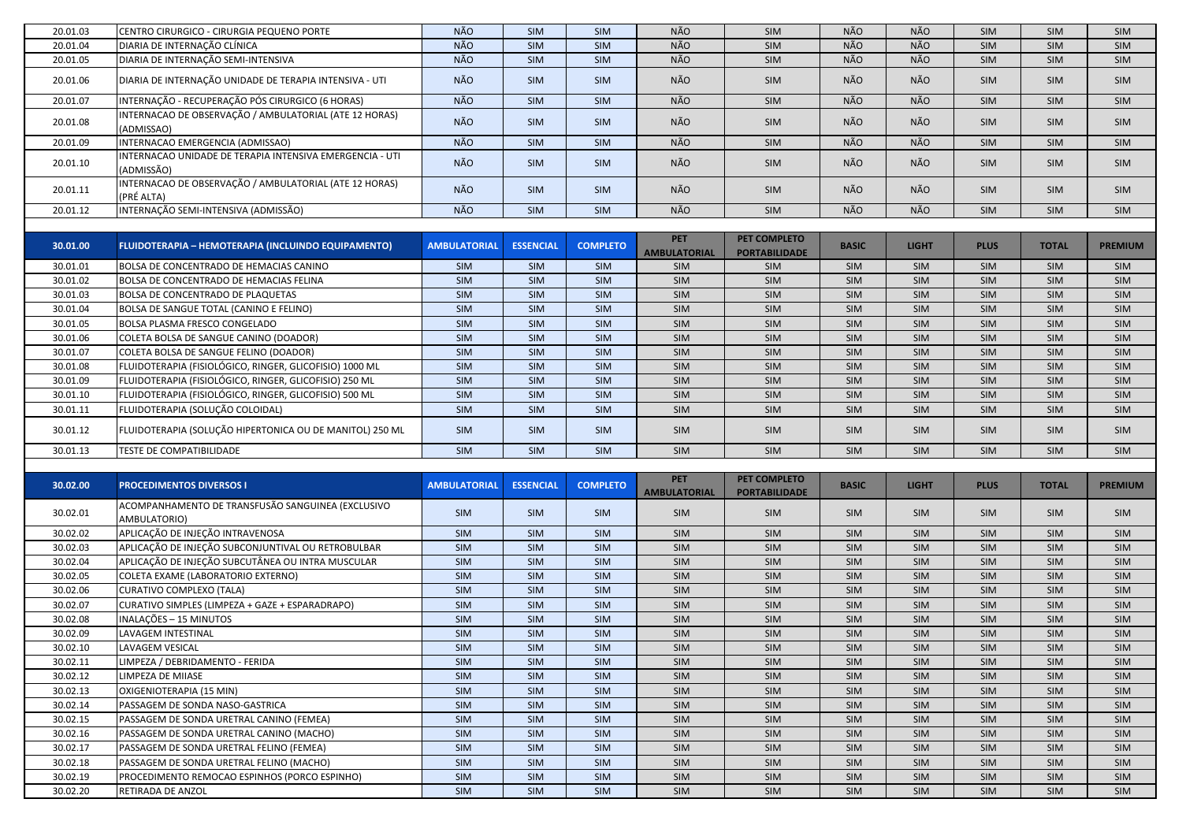| 20.01.03 | CENTRO CIRURGICO - CIRURGIA PEQUENO PORTE | NÃO | SIM | SIM | NÃO | SIM | NÃO | NÃO | SIM | SIM | SIM |
|---|---|---|---|---|---|---|---|---|---|---|---|
| 20.01.04 | DIARIA DE INTERNAÇÃO CLÍNICA | NÃO | SIM | SIM | NÃO | SIM | NÃO | NÃO | SIM | SIM | SIM |
| 20.01.05 | DIARIA DE INTERNAÇÃO SEMI-INTENSIVA | NÃO | SIM | SIM | NÃO | SIM | NÃO | NÃO | SIM | SIM | SIM |
| 20.01.06 | DIARIA DE INTERNAÇÃO UNIDADE DE TERAPIA INTENSIVA - UTI | NÃO | SIM | SIM | NÃO | SIM | NÃO | NÃO | SIM | SIM | SIM |
| 20.01.07 | INTERNAÇÃO - RECUPERAÇÃO PÓS CIRURGICO (6 HORAS) | NÃO | SIM | SIM | NÃO | SIM | NÃO | NÃO | SIM | SIM | SIM |
| 20.01.08 | INTERNACAO DE OBSERVAÇÃO / AMBULATORIAL (ATE 12 HORAS) (ADMISSAO) | NÃO | SIM | SIM | NÃO | SIM | NÃO | NÃO | SIM | SIM | SIM |
| 20.01.09 | INTERNACAO EMERGENCIA (ADMISSAO) | NÃO | SIM | SIM | NÃO | SIM | NÃO | NÃO | SIM | SIM | SIM |
| 20.01.10 | INTERNACAO UNIDADE DE TERAPIA INTENSIVA EMERGENCIA - UTI (ADMISSÃO) | NÃO | SIM | SIM | NÃO | SIM | NÃO | NÃO | SIM | SIM | SIM |
| 20.01.11 | INTERNACAO DE OBSERVAÇÃO / AMBULATORIAL (ATE 12 HORAS) (PRÉ ALTA) | NÃO | SIM | SIM | NÃO | SIM | NÃO | NÃO | SIM | SIM | SIM |
| 20.01.12 | INTERNAÇÃO SEMI-INTENSIVA (ADMISSÃO) | NÃO | SIM | SIM | NÃO | SIM | NÃO | NÃO | SIM | SIM | SIM |

| 30.01.00 | FLUIDOTERAPIA – HEMOTERAPIA (INCLUINDO EQUIPAMENTO) | AMBULATORIAL | ESSENCIAL | COMPLETO | PET AMBULATORIAL | PET COMPLETO PORTABILIDADE | BASIC | LIGHT | PLUS | TOTAL | PREMIUM |
|---|---|---|---|---|---|---|---|---|---|---|---|
| 30.01.01 | BOLSA DE CONCENTRADO DE HEMACIAS CANINO | SIM | SIM | SIM | SIM | SIM | SIM | SIM | SIM | SIM | SIM |
| 30.01.02 | BOLSA DE CONCENTRADO DE HEMACIAS FELINA | SIM | SIM | SIM | SIM | SIM | SIM | SIM | SIM | SIM | SIM |
| 30.01.03 | BOLSA DE CONCENTRADO DE PLAQUETAS | SIM | SIM | SIM | SIM | SIM | SIM | SIM | SIM | SIM | SIM |
| 30.01.04 | BOLSA DE SANGUE TOTAL (CANINO E FELINO) | SIM | SIM | SIM | SIM | SIM | SIM | SIM | SIM | SIM | SIM |
| 30.01.05 | BOLSA PLASMA FRESCO CONGELADO | SIM | SIM | SIM | SIM | SIM | SIM | SIM | SIM | SIM | SIM |
| 30.01.06 | COLETA BOLSA DE SANGUE CANINO (DOADOR) | SIM | SIM | SIM | SIM | SIM | SIM | SIM | SIM | SIM | SIM |
| 30.01.07 | COLETA BOLSA DE SANGUE FELINO (DOADOR) | SIM | SIM | SIM | SIM | SIM | SIM | SIM | SIM | SIM | SIM |
| 30.01.08 | FLUIDOTERAPIA (FISIOLÓGICO, RINGER, GLICOFISIO) 1000 ML | SIM | SIM | SIM | SIM | SIM | SIM | SIM | SIM | SIM | SIM |
| 30.01.09 | FLUIDOTERAPIA (FISIOLÓGICO, RINGER, GLICOFISIO) 250 ML | SIM | SIM | SIM | SIM | SIM | SIM | SIM | SIM | SIM | SIM |
| 30.01.10 | FLUIDOTERAPIA (FISIOLÓGICO, RINGER, GLICOFISIO) 500 ML | SIM | SIM | SIM | SIM | SIM | SIM | SIM | SIM | SIM | SIM |
| 30.01.11 | FLUIDOTERAPIA (SOLUÇÃO COLOIDAL) | SIM | SIM | SIM | SIM | SIM | SIM | SIM | SIM | SIM | SIM |
| 30.01.12 | FLUIDOTERAPIA (SOLUÇÃO HIPERTONICA OU DE MANITOL) 250 ML | SIM | SIM | SIM | SIM | SIM | SIM | SIM | SIM | SIM | SIM |
| 30.01.13 | TESTE DE COMPATIBILIDADE | SIM | SIM | SIM | SIM | SIM | SIM | SIM | SIM | SIM | SIM |

| 30.02.00 | PROCEDIMENTOS DIVERSOS I | AMBULATORIAL | ESSENCIAL | COMPLETO | PET AMBULATORIAL | PET COMPLETO PORTABILIDADE | BASIC | LIGHT | PLUS | TOTAL | PREMIUM |
|---|---|---|---|---|---|---|---|---|---|---|---|
| 30.02.01 | ACOMPANHAMENTO DE TRANSFUSÃO SANGUINEA (EXCLUSIVO AMBULATORIO) | SIM | SIM | SIM | SIM | SIM | SIM | SIM | SIM | SIM | SIM |
| 30.02.02 | APLICAÇÃO DE INJEÇÃO INTRAVENOSA | SIM | SIM | SIM | SIM | SIM | SIM | SIM | SIM | SIM | SIM |
| 30.02.03 | APLICAÇÃO DE INJEÇÃO SUBCONJUNTIVAL OU RETROBULBAR | SIM | SIM | SIM | SIM | SIM | SIM | SIM | SIM | SIM | SIM |
| 30.02.04 | APLICAÇÃO DE INJEÇÃO SUBCUTÂNEA OU INTRA MUSCULAR | SIM | SIM | SIM | SIM | SIM | SIM | SIM | SIM | SIM | SIM |
| 30.02.05 | COLETA EXAME (LABORATORIO EXTERNO) | SIM | SIM | SIM | SIM | SIM | SIM | SIM | SIM | SIM | SIM |
| 30.02.06 | CURATIVO COMPLEXO (TALA) | SIM | SIM | SIM | SIM | SIM | SIM | SIM | SIM | SIM | SIM |
| 30.02.07 | CURATIVO SIMPLES (LIMPEZA + GAZE + ESPARADRAPO) | SIM | SIM | SIM | SIM | SIM | SIM | SIM | SIM | SIM | SIM |
| 30.02.08 | INALAÇÕES – 15 MINUTOS | SIM | SIM | SIM | SIM | SIM | SIM | SIM | SIM | SIM | SIM |
| 30.02.09 | LAVAGEM INTESTINAL | SIM | SIM | SIM | SIM | SIM | SIM | SIM | SIM | SIM | SIM |
| 30.02.10 | LAVAGEM VESICAL | SIM | SIM | SIM | SIM | SIM | SIM | SIM | SIM | SIM | SIM |
| 30.02.11 | LIMPEZA / DEBRIDAMENTO - FERIDA | SIM | SIM | SIM | SIM | SIM | SIM | SIM | SIM | SIM | SIM |
| 30.02.12 | LIMPEZA DE MIIASE | SIM | SIM | SIM | SIM | SIM | SIM | SIM | SIM | SIM | SIM |
| 30.02.13 | OXIGENIOTERAPIA (15 MIN) | SIM | SIM | SIM | SIM | SIM | SIM | SIM | SIM | SIM | SIM |
| 30.02.14 | PASSAGEM DE SONDA NASO-GASTRICA | SIM | SIM | SIM | SIM | SIM | SIM | SIM | SIM | SIM | SIM |
| 30.02.15 | PASSAGEM DE SONDA URETRAL CANINO (FEMEA) | SIM | SIM | SIM | SIM | SIM | SIM | SIM | SIM | SIM | SIM |
| 30.02.16 | PASSAGEM DE SONDA URETRAL CANINO (MACHO) | SIM | SIM | SIM | SIM | SIM | SIM | SIM | SIM | SIM | SIM |
| 30.02.17 | PASSAGEM DE SONDA URETRAL FELINO (FEMEA) | SIM | SIM | SIM | SIM | SIM | SIM | SIM | SIM | SIM | SIM |
| 30.02.18 | PASSAGEM DE SONDA URETRAL FELINO (MACHO) | SIM | SIM | SIM | SIM | SIM | SIM | SIM | SIM | SIM | SIM |
| 30.02.19 | PROCEDIMENTO REMOCAO ESPINHOS (PORCO ESPINHO) | SIM | SIM | SIM | SIM | SIM | SIM | SIM | SIM | SIM | SIM |
| 30.02.20 | RETIRADA DE ANZOL | SIM | SIM | SIM | SIM | SIM | SIM | SIM | SIM | SIM | SIM |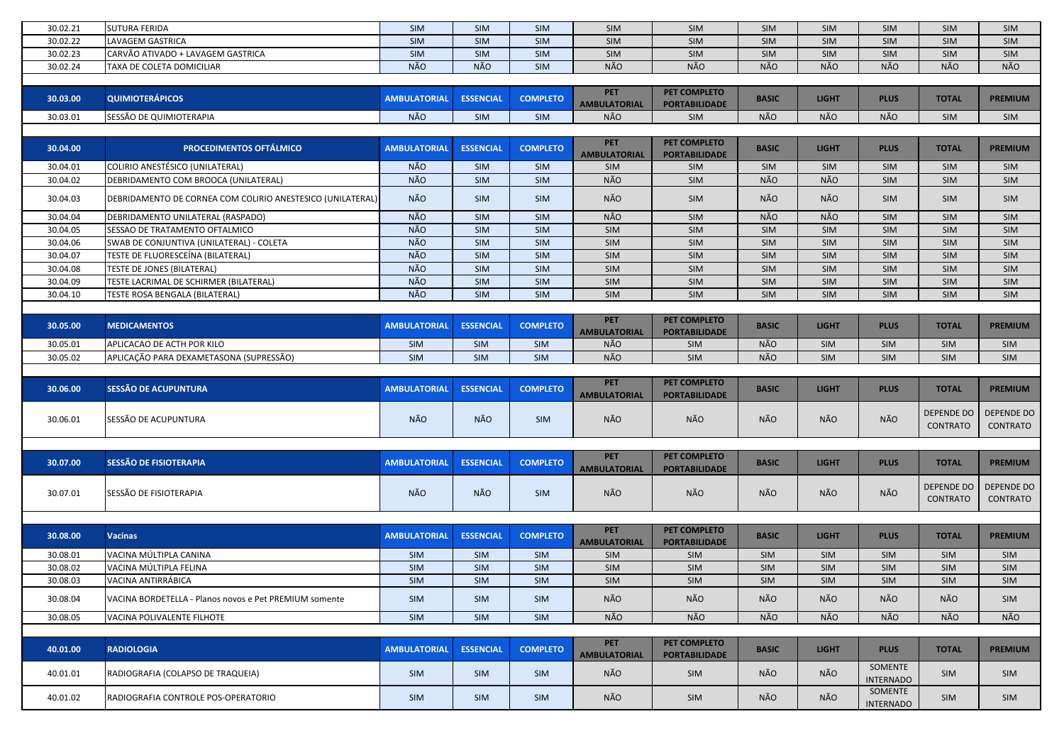| | | | | | | | | | | | |
|---|---|---|---|---|---|---|---|---|---|---|---|
| 30.02.21 | SUTURA FERIDA | SIM | SIM | SIM | SIM | SIM | SIM | SIM | SIM | SIM | SIM |
| 30.02.22 | LAVAGEM GASTRICA | SIM | SIM | SIM | SIM | SIM | SIM | SIM | SIM | SIM | SIM |
| 30.02.23 | CARVÃO ATIVADO + LAVAGEM GASTRICA | SIM | SIM | SIM | SIM | SIM | SIM | SIM | SIM | SIM | SIM |
| 30.02.24 | TAXA DE COLETA DOMICILIAR | NÃO | NÃO | SIM | NÃO | NÃO | NÃO | NÃO | NÃO | NÃO | NÃO |

| 30.03.00 | QUIMIOTERÁPICOS | AMBULATORIAL | ESSENCIAL | COMPLETO | PET AMBULATORIAL | PET COMPLETO PORTABILIDADE | BASIC | LIGHT | PLUS | TOTAL | PREMIUM |
|---|---|---|---|---|---|---|---|---|---|---|---|
| 30.03.01 | SESSÃO DE QUIMIOTERAPIA | NÃO | SIM | SIM | NÃO | SIM | NÃO | NÃO | NÃO | SIM | SIM |

| 30.04.00 | PROCEDIMENTOS OFTÁLMICO | AMBULATORIAL | ESSENCIAL | COMPLETO | PET AMBULATORIAL | PET COMPLETO PORTABILIDADE | BASIC | LIGHT | PLUS | TOTAL | PREMIUM |
|---|---|---|---|---|---|---|---|---|---|---|---|
| 30.04.01 | COLIRIO ANESTÉSICO (UNILATERAL) | NÃO | SIM | SIM | SIM | SIM | SIM | SIM | SIM | SIM | SIM |
| 30.04.02 | DEBRIDAMENTO COM BROOCA (UNILATERAL) | NÃO | SIM | SIM | NÃO | SIM | NÃO | NÃO | SIM | SIM | SIM |
| 30.04.03 | DEBRIDAMENTO DE CORNEA COM COLIRIO ANESTESICO (UNILATERAL) | NÃO | SIM | SIM | NÃO | SIM | NÃO | NÃO | SIM | SIM | SIM |
| 30.04.04 | DEBRIDAMENTO UNILATERAL (RASPADO) | NÃO | SIM | SIM | NÃO | SIM | NÃO | NÃO | SIM | SIM | SIM |
| 30.04.05 | SESSAO DE TRATAMENTO OFTALMICO | NÃO | SIM | SIM | SIM | SIM | SIM | SIM | SIM | SIM | SIM |
| 30.04.06 | SWAB DE CONJUNTIVA (UNILATERAL) - COLETA | NÃO | SIM | SIM | SIM | SIM | SIM | SIM | SIM | SIM | SIM |
| 30.04.07 | TESTE DE FLUORESCEÍNA (BILATERAL) | NÃO | SIM | SIM | SIM | SIM | SIM | SIM | SIM | SIM | SIM |
| 30.04.08 | TESTE DE JONES (BILATERAL) | NÃO | SIM | SIM | SIM | SIM | SIM | SIM | SIM | SIM | SIM |
| 30.04.09 | TESTE LACRIMAL DE SCHIRMER (BILATERAL) | NÃO | SIM | SIM | SIM | SIM | SIM | SIM | SIM | SIM | SIM |
| 30.04.10 | TESTE ROSA BENGALA (BILATERAL) | NÃO | SIM | SIM | SIM | SIM | SIM | SIM | SIM | SIM | SIM |

| 30.05.00 | MEDICAMENTOS | AMBULATORIAL | ESSENCIAL | COMPLETO | PET AMBULATORIAL | PET COMPLETO PORTABILIDADE | BASIC | LIGHT | PLUS | TOTAL | PREMIUM |
|---|---|---|---|---|---|---|---|---|---|---|---|
| 30.05.01 | APLICACAO DE ACTH POR KILO | SIM | SIM | SIM | NÃO | SIM | NÃO | SIM | SIM | SIM | SIM |
| 30.05.02 | APLICAÇÃO PARA DEXAMETASONA (SUPRESSÃO) | SIM | SIM | SIM | NÃO | SIM | NÃO | SIM | SIM | SIM | SIM |

| 30.06.00 | SESSÃO DE ACUPUNTURA | AMBULATORIAL | ESSENCIAL | COMPLETO | PET AMBULATORIAL | PET COMPLETO PORTABILIDADE | BASIC | LIGHT | PLUS | TOTAL | PREMIUM |
|---|---|---|---|---|---|---|---|---|---|---|---|
| 30.06.01 | SESSÃO DE ACUPUNTURA | NÃO | NÃO | SIM | NÃO | NÃO | NÃO | NÃO | NÃO | DEPENDE DO CONTRATO | DEPENDE DO CONTRATO |

| 30.07.00 | SESSÃO DE FISIOTERAPIA | AMBULATORIAL | ESSENCIAL | COMPLETO | PET AMBULATORIAL | PET COMPLETO PORTABILIDADE | BASIC | LIGHT | PLUS | TOTAL | PREMIUM |
|---|---|---|---|---|---|---|---|---|---|---|---|
| 30.07.01 | SESSÃO DE FISIOTERAPIA | NÃO | NÃO | SIM | NÃO | NÃO | NÃO | NÃO | NÃO | DEPENDE DO CONTRATO | DEPENDE DO CONTRATO |

| 30.08.00 | Vacinas | AMBULATORIAL | ESSENCIAL | COMPLETO | PET AMBULATORIAL | PET COMPLETO PORTABILIDADE | BASIC | LIGHT | PLUS | TOTAL | PREMIUM |
|---|---|---|---|---|---|---|---|---|---|---|---|
| 30.08.01 | VACINA MÚLTIPLA CANINA | SIM | SIM | SIM | SIM | SIM | SIM | SIM | SIM | SIM | SIM |
| 30.08.02 | VACINA MÚLTIPLA FELINA | SIM | SIM | SIM | SIM | SIM | SIM | SIM | SIM | SIM | SIM |
| 30.08.03 | VACINA ANTIRRÁBICA | SIM | SIM | SIM | SIM | SIM | SIM | SIM | SIM | SIM | SIM |
| 30.08.04 | VACINA BORDETELLA - Planos novos e Pet PREMIUM somente | SIM | SIM | SIM | NÃO | NÃO | NÃO | NÃO | NÃO | NÃO | SIM |
| 30.08.05 | VACINA POLIVALENTE FILHOTE | SIM | SIM | SIM | NÃO | NÃO | NÃO | NÃO | NÃO | NÃO | NÃO |

| 40.01.00 | RADIOLOGIA | AMBULATORIAL | ESSENCIAL | COMPLETO | PET AMBULATORIAL | PET COMPLETO PORTABILIDADE | BASIC | LIGHT | PLUS | TOTAL | PREMIUM |
|---|---|---|---|---|---|---|---|---|---|---|---|
| 40.01.01 | RADIOGRAFIA (COLAPSO DE TRAQUEIA) | SIM | SIM | SIM | NÃO | SIM | NÃO | NÃO | SOMENTE INTERNADO | SIM | SIM |
| 40.01.02 | RADIOGRAFIA CONTROLE POS-OPERATORIO | SIM | SIM | SIM | NÃO | SIM | NÃO | NÃO | SOMENTE INTERNADO | SIM | SIM |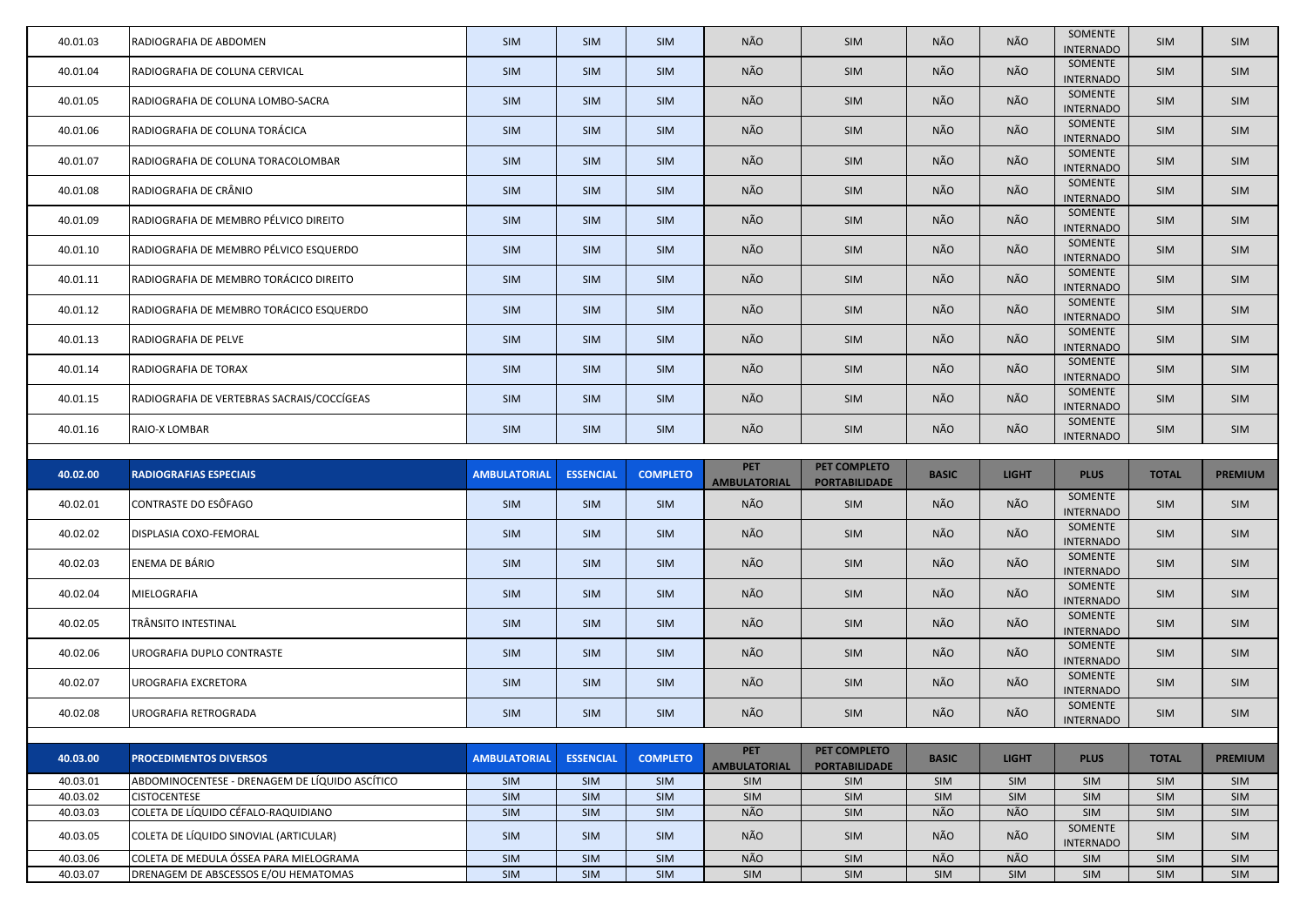| 40.01.03 | RADIOGRAFIA DE ABDOMEN | SIM | SIM | SIM | NÃO | SIM | NÃO | NÃO | SOMENTE INTERNADO | SIM | SIM |
|---|---|---|---|---|---|---|---|---|---|---|---|
| 40.01.04 | RADIOGRAFIA DE COLUNA CERVICAL | SIM | SIM | SIM | NÃO | SIM | NÃO | NÃO | SOMENTE INTERNADO | SIM | SIM |
| 40.01.05 | RADIOGRAFIA DE COLUNA LOMBO-SACRA | SIM | SIM | SIM | NÃO | SIM | NÃO | NÃO | SOMENTE INTERNADO | SIM | SIM |
| 40.01.06 | RADIOGRAFIA DE COLUNA TORÁCICA | SIM | SIM | SIM | NÃO | SIM | NÃO | NÃO | SOMENTE INTERNADO | SIM | SIM |
| 40.01.07 | RADIOGRAFIA DE COLUNA TORACOLOMBAR | SIM | SIM | SIM | NÃO | SIM | NÃO | NÃO | SOMENTE INTERNADO | SIM | SIM |
| 40.01.08 | RADIOGRAFIA DE CRÂNIO | SIM | SIM | SIM | NÃO | SIM | NÃO | NÃO | SOMENTE INTERNADO | SIM | SIM |
| 40.01.09 | RADIOGRAFIA DE MEMBRO PÉLVICO DIREITO | SIM | SIM | SIM | NÃO | SIM | NÃO | NÃO | SOMENTE INTERNADO | SIM | SIM |
| 40.01.10 | RADIOGRAFIA DE MEMBRO PÉLVICO ESQUERDO | SIM | SIM | SIM | NÃO | SIM | NÃO | NÃO | SOMENTE INTERNADO | SIM | SIM |
| 40.01.11 | RADIOGRAFIA DE MEMBRO TORÁCICO DIREITO | SIM | SIM | SIM | NÃO | SIM | NÃO | NÃO | SOMENTE INTERNADO | SIM | SIM |
| 40.01.12 | RADIOGRAFIA DE MEMBRO TORÁCICO ESQUERDO | SIM | SIM | SIM | NÃO | SIM | NÃO | NÃO | SOMENTE INTERNADO | SIM | SIM |
| 40.01.13 | RADIOGRAFIA DE PELVE | SIM | SIM | SIM | NÃO | SIM | NÃO | NÃO | SOMENTE INTERNADO | SIM | SIM |
| 40.01.14 | RADIOGRAFIA DE TORAX | SIM | SIM | SIM | NÃO | SIM | NÃO | NÃO | SOMENTE INTERNADO | SIM | SIM |
| 40.01.15 | RADIOGRAFIA DE VERTEBRAS SACRAIS/COCCÍGEAS | SIM | SIM | SIM | NÃO | SIM | NÃO | NÃO | SOMENTE INTERNADO | SIM | SIM |
| 40.01.16 | RAIO-X LOMBAR | SIM | SIM | SIM | NÃO | SIM | NÃO | NÃO | SOMENTE INTERNADO | SIM | SIM |

| 40.02.00 | RADIOGRAFIAS ESPECIAIS | AMBULATORIAL | ESSENCIAL | COMPLETO | PET AMBULATORIAL | PET COMPLETO PORTABILIDADE | BASIC | LIGHT | PLUS | TOTAL | PREMIUM |
|---|---|---|---|---|---|---|---|---|---|---|---|
| 40.02.01 | CONTRASTE DO ESÔFAGO | SIM | SIM | SIM | NÃO | SIM | NÃO | NÃO | SOMENTE INTERNADO | SIM | SIM |
| 40.02.02 | DISPLASIA COXO-FEMORAL | SIM | SIM | SIM | NÃO | SIM | NÃO | NÃO | SOMENTE INTERNADO | SIM | SIM |
| 40.02.03 | ENEMA DE BÁRIO | SIM | SIM | SIM | NÃO | SIM | NÃO | NÃO | SOMENTE INTERNADO | SIM | SIM |
| 40.02.04 | MIELOGRAFIA | SIM | SIM | SIM | NÃO | SIM | NÃO | NÃO | SOMENTE INTERNADO | SIM | SIM |
| 40.02.05 | TRÂNSITO INTESTINAL | SIM | SIM | SIM | NÃO | SIM | NÃO | NÃO | SOMENTE INTERNADO | SIM | SIM |
| 40.02.06 | UROGRAFIA DUPLO CONTRASTE | SIM | SIM | SIM | NÃO | SIM | NÃO | NÃO | SOMENTE INTERNADO | SIM | SIM |
| 40.02.07 | UROGRAFIA EXCRETORA | SIM | SIM | SIM | NÃO | SIM | NÃO | NÃO | SOMENTE INTERNADO | SIM | SIM |
| 40.02.08 | UROGRAFIA RETROGRADA | SIM | SIM | SIM | NÃO | SIM | NÃO | NÃO | SOMENTE INTERNADO | SIM | SIM |

| 40.03.00 | PROCEDIMENTOS DIVERSOS | AMBULATORIAL | ESSENCIAL | COMPLETO | PET AMBULATORIAL | PET COMPLETO PORTABILIDADE | BASIC | LIGHT | PLUS | TOTAL | PREMIUM |
|---|---|---|---|---|---|---|---|---|---|---|---|
| 40.03.01 | ABDOMINOCENTESE - DRENAGEM DE LÍQUIDO ASCÍTICO | SIM | SIM | SIM | SIM | SIM | SIM | SIM | SIM | SIM | SIM |
| 40.03.02 | CISTOCENTESE | SIM | SIM | SIM | SIM | SIM | SIM | SIM | SIM | SIM | SIM |
| 40.03.03 | COLETA DE LÍQUIDO CÉFALO-RAQUIDIANO | SIM | SIM | SIM | NÃO | SIM | NÃO | NÃO | SIM | SIM | SIM |
| 40.03.05 | COLETA DE LÍQUIDO SINOVIAL (ARTICULAR) | SIM | SIM | SIM | NÃO | SIM | NÃO | NÃO | SOMENTE INTERNADO | SIM | SIM |
| 40.03.06 | COLETA DE MEDULA ÓSSEA PARA MIELOGRAMA | SIM | SIM | SIM | NÃO | SIM | NÃO | NÃO | SIM | SIM | SIM |
| 40.03.07 | DRENAGEM DE ABSCESSOS E/OU HEMATOMAS | SIM | SIM | SIM | SIM | SIM | SIM | SIM | SIM | SIM | SIM |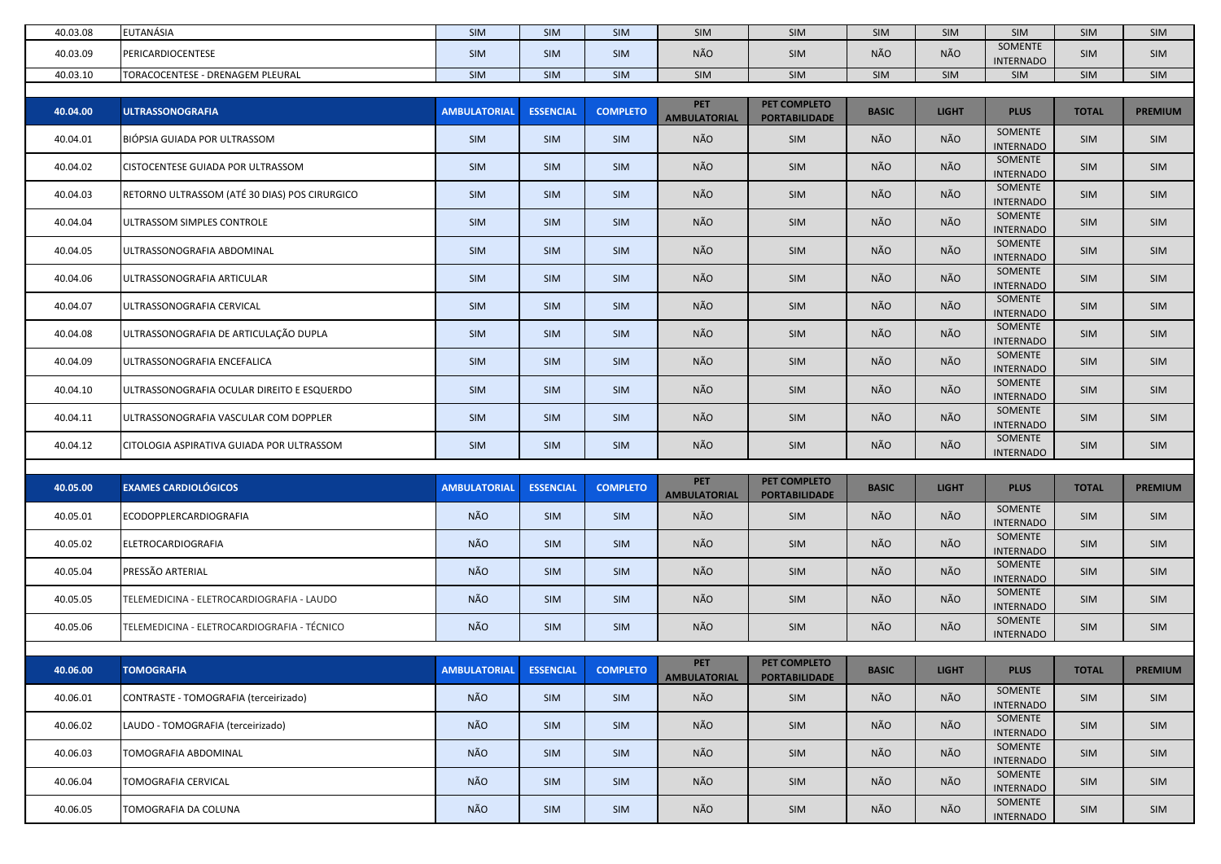| 40.03.08 | EUTANÁSIA | SIM | SIM | SIM | SIM | SIM | SIM | SIM | SIM | SIM | SIM |
|---|---|---|---|---|---|---|---|---|---|---|---|
| 40.03.09 | PERICARDIOCENTESE | SIM | SIM | SIM | NÃO | SIM | NÃO | NÃO | SOMENTE INTERNADO | SIM | SIM |
| 40.03.10 | TORACOCENTESE - DRENAGEM PLEURAL | SIM | SIM | SIM | SIM | SIM | SIM | SIM | SIM | SIM | SIM |

| 40.04.00 | ULTRASSONOGRAFIA | AMBULATORIAL | ESSENCIAL | COMPLETO | PET AMBULATORIAL | PET COMPLETO PORTABILIDADE | BASIC | LIGHT | PLUS | TOTAL | PREMIUM |
|---|---|---|---|---|---|---|---|---|---|---|---|
| 40.04.01 | BIÓPSIA GUIADA POR ULTRASSOM | SIM | SIM | SIM | NÃO | SIM | NÃO | NÃO | SOMENTE INTERNADO | SIM | SIM |
| 40.04.02 | CISTOCENTESE GUIADA POR ULTRASSOM | SIM | SIM | SIM | NÃO | SIM | NÃO | NÃO | SOMENTE INTERNADO | SIM | SIM |
| 40.04.03 | RETORNO ULTRASSOM (ATÉ 30 DIAS) POS CIRURGICO | SIM | SIM | SIM | NÃO | SIM | NÃO | NÃO | SOMENTE INTERNADO | SIM | SIM |
| 40.04.04 | ULTRASSOM SIMPLES CONTROLE | SIM | SIM | SIM | NÃO | SIM | NÃO | NÃO | SOMENTE INTERNADO | SIM | SIM |
| 40.04.05 | ULTRASSONOGRAFIA ABDOMINAL | SIM | SIM | SIM | NÃO | SIM | NÃO | NÃO | SOMENTE INTERNADO | SIM | SIM |
| 40.04.06 | ULTRASSONOGRAFIA ARTICULAR | SIM | SIM | SIM | NÃO | SIM | NÃO | NÃO | SOMENTE INTERNADO | SIM | SIM |
| 40.04.07 | ULTRASSONOGRAFIA CERVICAL | SIM | SIM | SIM | NÃO | SIM | NÃO | NÃO | SOMENTE INTERNADO | SIM | SIM |
| 40.04.08 | ULTRASSONOGRAFIA DE ARTICULAÇÃO DUPLA | SIM | SIM | SIM | NÃO | SIM | NÃO | NÃO | SOMENTE INTERNADO | SIM | SIM |
| 40.04.09 | ULTRASSONOGRAFIA ENCEFALICA | SIM | SIM | SIM | NÃO | SIM | NÃO | NÃO | SOMENTE INTERNADO | SIM | SIM |
| 40.04.10 | ULTRASSONOGRAFIA OCULAR DIREITO E ESQUERDO | SIM | SIM | SIM | NÃO | SIM | NÃO | NÃO | SOMENTE INTERNADO | SIM | SIM |
| 40.04.11 | ULTRASSONOGRAFIA VASCULAR COM DOPPLER | SIM | SIM | SIM | NÃO | SIM | NÃO | NÃO | SOMENTE INTERNADO | SIM | SIM |
| 40.04.12 | CITOLOGIA ASPIRATIVA GUIADA POR ULTRASSOM | SIM | SIM | SIM | NÃO | SIM | NÃO | NÃO | SOMENTE INTERNADO | SIM | SIM |

| 40.05.00 | EXAMES CARDIOLÓGICOS | AMBULATORIAL | ESSENCIAL | COMPLETO | PET AMBULATORIAL | PET COMPLETO PORTABILIDADE | BASIC | LIGHT | PLUS | TOTAL | PREMIUM |
|---|---|---|---|---|---|---|---|---|---|---|---|
| 40.05.01 | ECODOPPLERCARDIOGRAFIA | NÃO | SIM | SIM | NÃO | SIM | NÃO | NÃO | SOMENTE INTERNADO | SIM | SIM |
| 40.05.02 | ELETROCARDIOGRAFIA | NÃO | SIM | SIM | NÃO | SIM | NÃO | NÃO | SOMENTE INTERNADO | SIM | SIM |
| 40.05.04 | PRESSÃO ARTERIAL | NÃO | SIM | SIM | NÃO | SIM | NÃO | NÃO | SOMENTE INTERNADO | SIM | SIM |
| 40.05.05 | TELEMEDICINA - ELETROCARDIOGRAFIA - LAUDO | NÃO | SIM | SIM | NÃO | SIM | NÃO | NÃO | SOMENTE INTERNADO | SIM | SIM |
| 40.05.06 | TELEMEDICINA - ELETROCARDIOGRAFIA - TÉCNICO | NÃO | SIM | SIM | NÃO | SIM | NÃO | NÃO | SOMENTE INTERNADO | SIM | SIM |

| 40.06.00 | TOMOGRAFIA | AMBULATORIAL | ESSENCIAL | COMPLETO | PET AMBULATORIAL | PET COMPLETO PORTABILIDADE | BASIC | LIGHT | PLUS | TOTAL | PREMIUM |
|---|---|---|---|---|---|---|---|---|---|---|---|
| 40.06.01 | CONTRASTE - TOMOGRAFIA (terceirizado) | NÃO | SIM | SIM | NÃO | SIM | NÃO | NÃO | SOMENTE INTERNADO | SIM | SIM |
| 40.06.02 | LAUDO - TOMOGRAFIA (terceirizado) | NÃO | SIM | SIM | NÃO | SIM | NÃO | NÃO | SOMENTE INTERNADO | SIM | SIM |
| 40.06.03 | TOMOGRAFIA ABDOMINAL | NÃO | SIM | SIM | NÃO | SIM | NÃO | NÃO | SOMENTE INTERNADO | SIM | SIM |
| 40.06.04 | TOMOGRAFIA CERVICAL | NÃO | SIM | SIM | NÃO | SIM | NÃO | NÃO | SOMENTE INTERNADO | SIM | SIM |
| 40.06.05 | TOMOGRAFIA DA COLUNA | NÃO | SIM | SIM | NÃO | SIM | NÃO | NÃO | SOMENTE INTERNADO | SIM | SIM |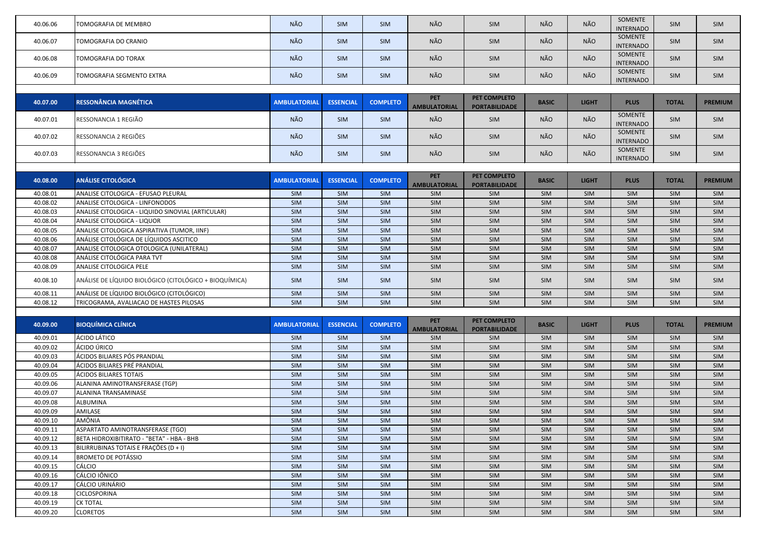| 40.06.06 | TOMOGRAFIA DE MEMBRO | NÃO | SIM | SIM | NÃO | SIM | NÃO | NÃO | SOMENTE INTERNADO | SIM | SIM |
|---|---|---|---|---|---|---|---|---|---|---|---|
| 40.06.07 | TOMOGRAFIA DO CRANIO | NÃO | SIM | SIM | NÃO | SIM | NÃO | NÃO | SOMENTE INTERNADO | SIM | SIM |
| 40.06.08 | TOMOGRAFIA DO TORAX | NÃO | SIM | SIM | NÃO | SIM | NÃO | NÃO | SOMENTE INTERNADO | SIM | SIM |
| 40.06.09 | TOMOGRAFIA SEGMENTO EXTRA | NÃO | SIM | SIM | NÃO | SIM | NÃO | NÃO | SOMENTE INTERNADO | SIM | SIM |

| 40.07.00 | RESSONÂNCIA MAGNÉTICA | AMBULATORIAL | ESSENCIAL | COMPLETO | PET AMBULATORIAL | PET COMPLETO PORTABILIDADE | BASIC | LIGHT | PLUS | TOTAL | PREMIUM |
|---|---|---|---|---|---|---|---|---|---|---|---|
| 40.07.01 | RESSONANCIA 1 REGIÃO | NÃO | SIM | SIM | NÃO | SIM | NÃO | NÃO | SOMENTE INTERNADO | SIM | SIM |
| 40.07.02 | RESSONANCIA 2 REGIÕES | NÃO | SIM | SIM | NÃO | SIM | NÃO | NÃO | SOMENTE INTERNADO | SIM | SIM |
| 40.07.03 | RESSONANCIA 3 REGIÕES | NÃO | SIM | SIM | NÃO | SIM | NÃO | NÃO | SOMENTE INTERNADO | SIM | SIM |

| 40.08.00 | ANÁLISE CITOLÓGICA | AMBULATORIAL | ESSENCIAL | COMPLETO | PET AMBULATORIAL | PET COMPLETO PORTABILIDADE | BASIC | LIGHT | PLUS | TOTAL | PREMIUM |
|---|---|---|---|---|---|---|---|---|---|---|---|
| 40.08.01 | ANALISE CITOLOGICA - EFUSAO PLEURAL | SIM | SIM | SIM | SIM | SIM | SIM | SIM | SIM | SIM | SIM |
| 40.08.02 | ANALISE CITOLOGICA - LINFONODOS | SIM | SIM | SIM | SIM | SIM | SIM | SIM | SIM | SIM | SIM |
| 40.08.03 | ANALISE CITOLOGICA - LIQUIDO SINOVIAL (ARTICULAR) | SIM | SIM | SIM | SIM | SIM | SIM | SIM | SIM | SIM | SIM |
| 40.08.04 | ANALISE CITOLOGICA - LIQUOR | SIM | SIM | SIM | SIM | SIM | SIM | SIM | SIM | SIM | SIM |
| 40.08.05 | ANALISE CITOLOGICA ASPIRATIVA (TUMOR, IINF) | SIM | SIM | SIM | SIM | SIM | SIM | SIM | SIM | SIM | SIM |
| 40.08.06 | ANÁLISE CITOLÓGICA DE LÍQUIDOS ASCITICO | SIM | SIM | SIM | SIM | SIM | SIM | SIM | SIM | SIM | SIM |
| 40.08.07 | ANALISE CITOLOGICA OTOLOGICA (UNILATERAL) | SIM | SIM | SIM | SIM | SIM | SIM | SIM | SIM | SIM | SIM |
| 40.08.08 | ANÁLISE CITOLÓGICA PARA TVT | SIM | SIM | SIM | SIM | SIM | SIM | SIM | SIM | SIM | SIM |
| 40.08.09 | ANALISE CITOLOGICA PELE | SIM | SIM | SIM | SIM | SIM | SIM | SIM | SIM | SIM | SIM |
| 40.08.10 | ANÁLISE DE LÍQUIDO BIOLÓGICO (CITOLÓGICO + BIOQUÍMICA) | SIM | SIM | SIM | SIM | SIM | SIM | SIM | SIM | SIM | SIM |
| 40.08.11 | ANÁLISE DE LÍQUIDO BIOLÓGICO (CITOLÓGICO) | SIM | SIM | SIM | SIM | SIM | SIM | SIM | SIM | SIM | SIM |
| 40.08.12 | TRICOGRAMA, AVALIACAO DE HASTES PILOSAS | SIM | SIM | SIM | SIM | SIM | SIM | SIM | SIM | SIM | SIM |

| 40.09.00 | BIOQUÍMICA CLÍNICA | AMBULATORIAL | ESSENCIAL | COMPLETO | PET AMBULATORIAL | PET COMPLETO PORTABILIDADE | BASIC | LIGHT | PLUS | TOTAL | PREMIUM |
|---|---|---|---|---|---|---|---|---|---|---|---|
| 40.09.01 | ÁCIDO LÁTICO | SIM | SIM | SIM | SIM | SIM | SIM | SIM | SIM | SIM | SIM |
| 40.09.02 | ÁCIDO ÚRICO | SIM | SIM | SIM | SIM | SIM | SIM | SIM | SIM | SIM | SIM |
| 40.09.03 | ÁCIDOS BILIARES PÓS PRANDIAL | SIM | SIM | SIM | SIM | SIM | SIM | SIM | SIM | SIM | SIM |
| 40.09.04 | ÁCIDOS BILIARES PRÉ PRANDIAL | SIM | SIM | SIM | SIM | SIM | SIM | SIM | SIM | SIM | SIM |
| 40.09.05 | ÁCIDOS BILIARES TOTAIS | SIM | SIM | SIM | SIM | SIM | SIM | SIM | SIM | SIM | SIM |
| 40.09.06 | ALANINA AMINOTRANSFERASE (TGP) | SIM | SIM | SIM | SIM | SIM | SIM | SIM | SIM | SIM | SIM |
| 40.09.07 | ALANINA TRANSAMINASE | SIM | SIM | SIM | SIM | SIM | SIM | SIM | SIM | SIM | SIM |
| 40.09.08 | ALBUMINA | SIM | SIM | SIM | SIM | SIM | SIM | SIM | SIM | SIM | SIM |
| 40.09.09 | AMILASE | SIM | SIM | SIM | SIM | SIM | SIM | SIM | SIM | SIM | SIM |
| 40.09.10 | AMÔNIA | SIM | SIM | SIM | SIM | SIM | SIM | SIM | SIM | SIM | SIM |
| 40.09.11 | ASPARTATO AMINOTRANSFERASE (TGO) | SIM | SIM | SIM | SIM | SIM | SIM | SIM | SIM | SIM | SIM |
| 40.09.12 | BETA HIDROXIBITIRATO - "BETA" - HBA - BHB | SIM | SIM | SIM | SIM | SIM | SIM | SIM | SIM | SIM | SIM |
| 40.09.13 | BILIRRUBINAS TOTAIS E FRAÇÕES (D + I) | SIM | SIM | SIM | SIM | SIM | SIM | SIM | SIM | SIM | SIM |
| 40.09.14 | BROMETO DE POTÁSSIO | SIM | SIM | SIM | SIM | SIM | SIM | SIM | SIM | SIM | SIM |
| 40.09.15 | CÁLCIO | SIM | SIM | SIM | SIM | SIM | SIM | SIM | SIM | SIM | SIM |
| 40.09.16 | CÁLCIO IÔNICO | SIM | SIM | SIM | SIM | SIM | SIM | SIM | SIM | SIM | SIM |
| 40.09.17 | CÁLCIO URINÁRIO | SIM | SIM | SIM | SIM | SIM | SIM | SIM | SIM | SIM | SIM |
| 40.09.18 | CICLOSPORINA | SIM | SIM | SIM | SIM | SIM | SIM | SIM | SIM | SIM | SIM |
| 40.09.19 | CK TOTAL | SIM | SIM | SIM | SIM | SIM | SIM | SIM | SIM | SIM | SIM |
| 40.09.20 | CLORETOS | SIM | SIM | SIM | SIM | SIM | SIM | SIM | SIM | SIM | SIM |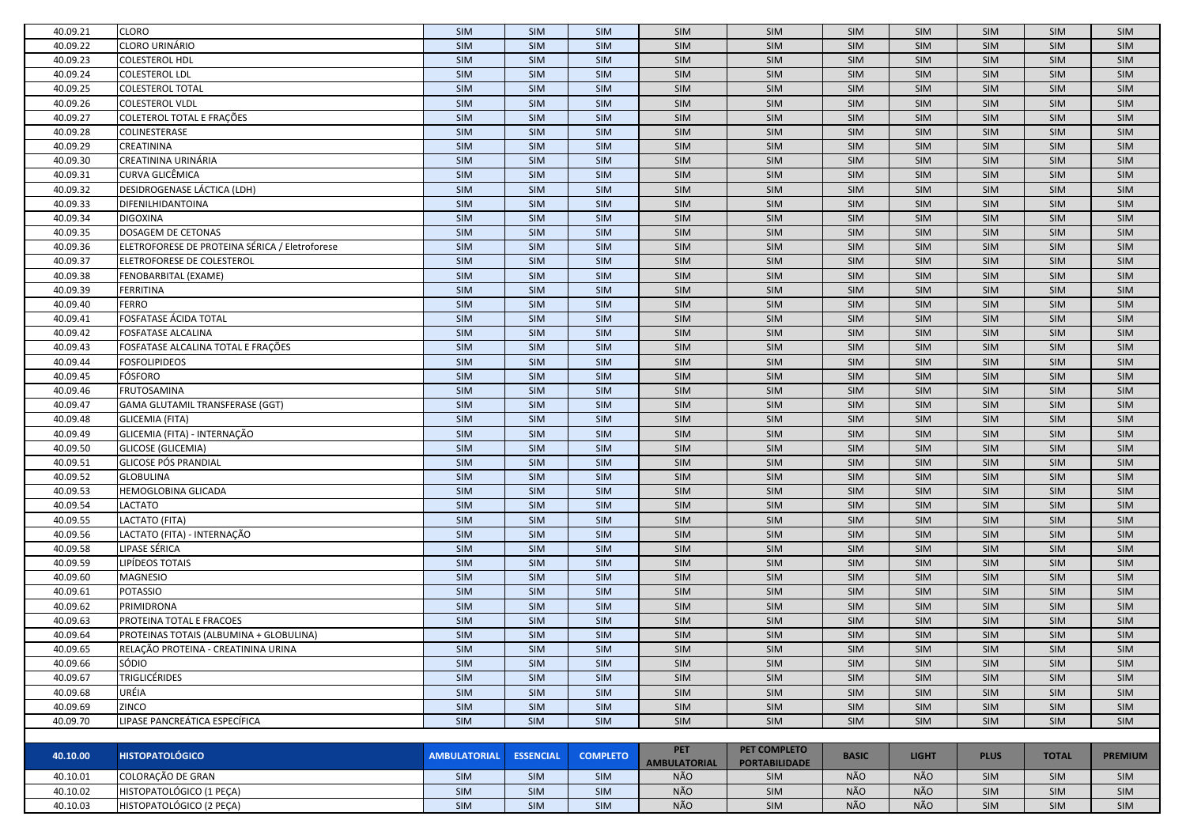| | | | | | | | | | | | |
|---|---|---|---|---|---|---|---|---|---|---|---|
| 40.09.21 | CLORO | SIM | SIM | SIM | SIM | SIM | SIM | SIM | SIM | SIM | SIM |
| 40.09.22 | CLORO URINÁRIO | SIM | SIM | SIM | SIM | SIM | SIM | SIM | SIM | SIM | SIM |
| 40.09.23 | COLESTEROL HDL | SIM | SIM | SIM | SIM | SIM | SIM | SIM | SIM | SIM | SIM |
| 40.09.24 | COLESTEROL LDL | SIM | SIM | SIM | SIM | SIM | SIM | SIM | SIM | SIM | SIM |
| 40.09.25 | COLESTEROL TOTAL | SIM | SIM | SIM | SIM | SIM | SIM | SIM | SIM | SIM | SIM |
| 40.09.26 | COLESTEROL VLDL | SIM | SIM | SIM | SIM | SIM | SIM | SIM | SIM | SIM | SIM |
| 40.09.27 | COLETEROL TOTAL E FRAÇÕES | SIM | SIM | SIM | SIM | SIM | SIM | SIM | SIM | SIM | SIM |
| 40.09.28 | COLINESTERASE | SIM | SIM | SIM | SIM | SIM | SIM | SIM | SIM | SIM | SIM |
| 40.09.29 | CREATININA | SIM | SIM | SIM | SIM | SIM | SIM | SIM | SIM | SIM | SIM |
| 40.09.30 | CREATININA URINÁRIA | SIM | SIM | SIM | SIM | SIM | SIM | SIM | SIM | SIM | SIM |
| 40.09.31 | CURVA GLICÊMICA | SIM | SIM | SIM | SIM | SIM | SIM | SIM | SIM | SIM | SIM |
| 40.09.32 | DESIDROGENASE LÁCTICA (LDH) | SIM | SIM | SIM | SIM | SIM | SIM | SIM | SIM | SIM | SIM |
| 40.09.33 | DIFENILHIDANTOINA | SIM | SIM | SIM | SIM | SIM | SIM | SIM | SIM | SIM | SIM |
| 40.09.34 | DIGOXINA | SIM | SIM | SIM | SIM | SIM | SIM | SIM | SIM | SIM | SIM |
| 40.09.35 | DOSAGEM DE CETONAS | SIM | SIM | SIM | SIM | SIM | SIM | SIM | SIM | SIM | SIM |
| 40.09.36 | ELETROFORESE DE PROTEINA SÉRICA / Eletroforese | SIM | SIM | SIM | SIM | SIM | SIM | SIM | SIM | SIM | SIM |
| 40.09.37 | ELETROFORESE DE COLESTEROL | SIM | SIM | SIM | SIM | SIM | SIM | SIM | SIM | SIM | SIM |
| 40.09.38 | FENOBARBITAL (EXAME) | SIM | SIM | SIM | SIM | SIM | SIM | SIM | SIM | SIM | SIM |
| 40.09.39 | FERRITINA | SIM | SIM | SIM | SIM | SIM | SIM | SIM | SIM | SIM | SIM |
| 40.09.40 | FERRO | SIM | SIM | SIM | SIM | SIM | SIM | SIM | SIM | SIM | SIM |
| 40.09.41 | FOSFATASE ÁCIDA TOTAL | SIM | SIM | SIM | SIM | SIM | SIM | SIM | SIM | SIM | SIM |
| 40.09.42 | FOSFATASE ALCALINA | SIM | SIM | SIM | SIM | SIM | SIM | SIM | SIM | SIM | SIM |
| 40.09.43 | FOSFATASE ALCALINA TOTAL E FRAÇÕES | SIM | SIM | SIM | SIM | SIM | SIM | SIM | SIM | SIM | SIM |
| 40.09.44 | FOSFOLIPIDEOS | SIM | SIM | SIM | SIM | SIM | SIM | SIM | SIM | SIM | SIM |
| 40.09.45 | FÓSFORO | SIM | SIM | SIM | SIM | SIM | SIM | SIM | SIM | SIM | SIM |
| 40.09.46 | FRUTOSAMINA | SIM | SIM | SIM | SIM | SIM | SIM | SIM | SIM | SIM | SIM |
| 40.09.47 | GAMA GLUTAMIL TRANSFERASE (GGT) | SIM | SIM | SIM | SIM | SIM | SIM | SIM | SIM | SIM | SIM |
| 40.09.48 | GLICEMIA (FITA) | SIM | SIM | SIM | SIM | SIM | SIM | SIM | SIM | SIM | SIM |
| 40.09.49 | GLICEMIA (FITA) - INTERNAÇÃO | SIM | SIM | SIM | SIM | SIM | SIM | SIM | SIM | SIM | SIM |
| 40.09.50 | GLICOSE (GLICEMIA) | SIM | SIM | SIM | SIM | SIM | SIM | SIM | SIM | SIM | SIM |
| 40.09.51 | GLICOSE PÓS PRANDIAL | SIM | SIM | SIM | SIM | SIM | SIM | SIM | SIM | SIM | SIM |
| 40.09.52 | GLOBULINA | SIM | SIM | SIM | SIM | SIM | SIM | SIM | SIM | SIM | SIM |
| 40.09.53 | HEMOGLOBINA GLICADA | SIM | SIM | SIM | SIM | SIM | SIM | SIM | SIM | SIM | SIM |
| 40.09.54 | LACTATO | SIM | SIM | SIM | SIM | SIM | SIM | SIM | SIM | SIM | SIM |
| 40.09.55 | LACTATO (FITA) | SIM | SIM | SIM | SIM | SIM | SIM | SIM | SIM | SIM | SIM |
| 40.09.56 | LACTATO (FITA) - INTERNAÇÃO | SIM | SIM | SIM | SIM | SIM | SIM | SIM | SIM | SIM | SIM |
| 40.09.58 | LIPASE SÉRICA | SIM | SIM | SIM | SIM | SIM | SIM | SIM | SIM | SIM | SIM |
| 40.09.59 | LIPÍDEOS TOTAIS | SIM | SIM | SIM | SIM | SIM | SIM | SIM | SIM | SIM | SIM |
| 40.09.60 | MAGNESIO | SIM | SIM | SIM | SIM | SIM | SIM | SIM | SIM | SIM | SIM |
| 40.09.61 | POTASSIO | SIM | SIM | SIM | SIM | SIM | SIM | SIM | SIM | SIM | SIM |
| 40.09.62 | PRIMIDRONA | SIM | SIM | SIM | SIM | SIM | SIM | SIM | SIM | SIM | SIM |
| 40.09.63 | PROTEINA TOTAL E FRACOES | SIM | SIM | SIM | SIM | SIM | SIM | SIM | SIM | SIM | SIM |
| 40.09.64 | PROTEINAS TOTAIS (ALBUMINA + GLOBULINA) | SIM | SIM | SIM | SIM | SIM | SIM | SIM | SIM | SIM | SIM |
| 40.09.65 | RELAÇÃO PROTEINA - CREATININA URINA | SIM | SIM | SIM | SIM | SIM | SIM | SIM | SIM | SIM | SIM |
| 40.09.66 | SÓDIO | SIM | SIM | SIM | SIM | SIM | SIM | SIM | SIM | SIM | SIM |
| 40.09.67 | TRIGLICÉRIDES | SIM | SIM | SIM | SIM | SIM | SIM | SIM | SIM | SIM | SIM |
| 40.09.68 | URÉIA | SIM | SIM | SIM | SIM | SIM | SIM | SIM | SIM | SIM | SIM |
| 40.09.69 | ZINCO | SIM | SIM | SIM | SIM | SIM | SIM | SIM | SIM | SIM | SIM |
| 40.09.70 | LIPASE PANCREÁTICA ESPECÍFICA | SIM | SIM | SIM | SIM | SIM | SIM | SIM | SIM | SIM | SIM |

| **40.10.00** | **HISTOPATOLÓGICO** | **AMBULATORIAL** | **ESSENCIAL** | **COMPLETO** | **PET AMBULATORIAL** | **PET COMPLETO PORTABILIDADE** | **BASIC** | **LIGHT** | **PLUS** | **TOTAL** | **PREMIUM** |
|---|---|---|---|---|---|---|---|---|---|---|---|
| 40.10.01 | COLORAÇÃO DE GRAN | SIM | SIM | SIM | NÃO | SIM | NÃO | NÃO | SIM | SIM | SIM |
| 40.10.02 | HISTOPATOLÓGICO (1 PEÇA) | SIM | SIM | SIM | NÃO | SIM | NÃO | NÃO | SIM | SIM | SIM |
| 40.10.03 | HISTOPATOLÓGICO (2 PEÇA) | SIM | SIM | SIM | NÃO | SIM | NÃO | NÃO | SIM | SIM | SIM |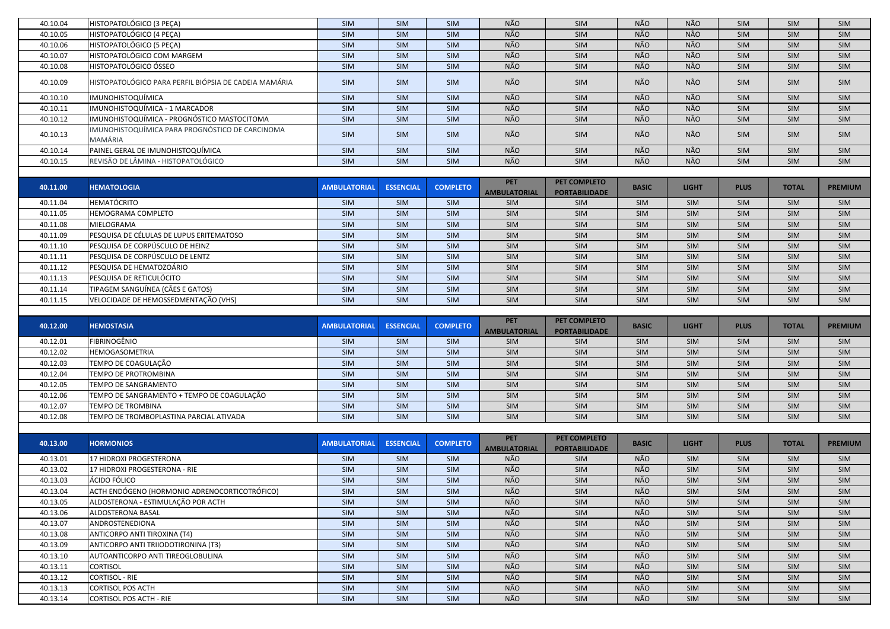| | | | | | | | | | | | |
|---|---|---|---|---|---|---|---|---|---|---|---|
| 40.10.04 | HISTOPATOLÓGICO (3 PEÇA) | SIM | SIM | SIM | NÃO | SIM | NÃO | NÃO | SIM | SIM | SIM |
| 40.10.05 | HISTOPATOLÓGICO (4 PEÇA) | SIM | SIM | SIM | NÃO | SIM | NÃO | NÃO | SIM | SIM | SIM |
| 40.10.06 | HISTOPATOLÓGICO (5 PEÇA) | SIM | SIM | SIM | NÃO | SIM | NÃO | NÃO | SIM | SIM | SIM |
| 40.10.07 | HISTOPATOLÓGICO COM MARGEM | SIM | SIM | SIM | NÃO | SIM | NÃO | NÃO | SIM | SIM | SIM |
| 40.10.08 | HISTOPATOLÓGICO ÓSSEO | SIM | SIM | SIM | NÃO | SIM | NÃO | NÃO | SIM | SIM | SIM |
| 40.10.09 | HISTOPATOLÓGICO PARA PERFIL BIÓPSIA DE CADEIA MAMÁRIA | SIM | SIM | SIM | NÃO | SIM | NÃO | NÃO | SIM | SIM | SIM |
| 40.10.10 | IMUNOHISTOQUÍMICA | SIM | SIM | SIM | NÃO | SIM | NÃO | NÃO | SIM | SIM | SIM |
| 40.10.11 | IMUNOHISTOQUÍMICA - 1 MARCADOR | SIM | SIM | SIM | NÃO | SIM | NÃO | NÃO | SIM | SIM | SIM |
| 40.10.12 | IMUNOHISTOQUÍMICA - PROGNÓSTICO MASTOCITOMA | SIM | SIM | SIM | NÃO | SIM | NÃO | NÃO | SIM | SIM | SIM |
| 40.10.13 | IMUNOHISTOQUÍMICA PARA PROGNÓSTICO DE CARCINOMA MAMÁRIA | SIM | SIM | SIM | NÃO | SIM | NÃO | NÃO | SIM | SIM | SIM |
| 40.10.14 | PAINEL GERAL DE IMUNOHISTOQUÍMICA | SIM | SIM | SIM | NÃO | SIM | NÃO | NÃO | SIM | SIM | SIM |
| 40.10.15 | REVISÃO DE LÂMINA - HISTOPATOLÓGICO | SIM | SIM | SIM | NÃO | SIM | NÃO | NÃO | SIM | SIM | SIM |

| 40.11.00 | HEMATOLOGIA | AMBULATORIAL | ESSENCIAL | COMPLETO | PET AMBULATORIAL | PET COMPLETO PORTABILIDADE | BASIC | LIGHT | PLUS | TOTAL | PREMIUM |
|---|---|---|---|---|---|---|---|---|---|---|---|
| 40.11.04 | HEMATÓCRITO | SIM | SIM | SIM | SIM | SIM | SIM | SIM | SIM | SIM | SIM |
| 40.11.05 | HEMOGRAMA COMPLETO | SIM | SIM | SIM | SIM | SIM | SIM | SIM | SIM | SIM | SIM |
| 40.11.08 | MIELOGRAMA | SIM | SIM | SIM | SIM | SIM | SIM | SIM | SIM | SIM | SIM |
| 40.11.09 | PESQUISA DE CÉLULAS DE LUPUS ERITEMATOSO | SIM | SIM | SIM | SIM | SIM | SIM | SIM | SIM | SIM | SIM |
| 40.11.10 | PESQUISA DE CORPÚSCULO DE HEINZ | SIM | SIM | SIM | SIM | SIM | SIM | SIM | SIM | SIM | SIM |
| 40.11.11 | PESQUISA DE CORPÚSCULO DE LENTZ | SIM | SIM | SIM | SIM | SIM | SIM | SIM | SIM | SIM | SIM |
| 40.11.12 | PESQUISA DE HEMATOZOÁRIO | SIM | SIM | SIM | SIM | SIM | SIM | SIM | SIM | SIM | SIM |
| 40.11.13 | PESQUISA DE RETICULÓCITO | SIM | SIM | SIM | SIM | SIM | SIM | SIM | SIM | SIM | SIM |
| 40.11.14 | TIPAGEM SANGUÍNEA (CÃES E GATOS) | SIM | SIM | SIM | SIM | SIM | SIM | SIM | SIM | SIM | SIM |
| 40.11.15 | VELOCIDADE DE HEMOSSEDMENTAÇÃO (VHS) | SIM | SIM | SIM | SIM | SIM | SIM | SIM | SIM | SIM | SIM |

| 40.12.00 | HEMOSTASIA | AMBULATORIAL | ESSENCIAL | COMPLETO | PET AMBULATORIAL | PET COMPLETO PORTABILIDADE | BASIC | LIGHT | PLUS | TOTAL | PREMIUM |
|---|---|---|---|---|---|---|---|---|---|---|---|
| 40.12.01 | FIBRINOGÊNIO | SIM | SIM | SIM | SIM | SIM | SIM | SIM | SIM | SIM | SIM |
| 40.12.02 | HEMOGASOMETRIA | SIM | SIM | SIM | SIM | SIM | SIM | SIM | SIM | SIM | SIM |
| 40.12.03 | TEMPO DE COAGULAÇÃO | SIM | SIM | SIM | SIM | SIM | SIM | SIM | SIM | SIM | SIM |
| 40.12.04 | TEMPO DE PROTROMBINA | SIM | SIM | SIM | SIM | SIM | SIM | SIM | SIM | SIM | SIM |
| 40.12.05 | TEMPO DE SANGRAMENTO | SIM | SIM | SIM | SIM | SIM | SIM | SIM | SIM | SIM | SIM |
| 40.12.06 | TEMPO DE SANGRAMENTO + TEMPO DE COAGULAÇÃO | SIM | SIM | SIM | SIM | SIM | SIM | SIM | SIM | SIM | SIM |
| 40.12.07 | TEMPO DE TROMBINA | SIM | SIM | SIM | SIM | SIM | SIM | SIM | SIM | SIM | SIM |
| 40.12.08 | TEMPO DE TROMBOPLASTINA PARCIAL ATIVADA | SIM | SIM | SIM | SIM | SIM | SIM | SIM | SIM | SIM | SIM |

| 40.13.00 | HORMONIOS | AMBULATORIAL | ESSENCIAL | COMPLETO | PET AMBULATORIAL | PET COMPLETO PORTABILIDADE | BASIC | LIGHT | PLUS | TOTAL | PREMIUM |
|---|---|---|---|---|---|---|---|---|---|---|---|
| 40.13.01 | 17 HIDROXI PROGESTERONA | SIM | SIM | SIM | NÃO | SIM | NÃO | SIM | SIM | SIM | SIM |
| 40.13.02 | 17 HIDROXI PROGESTERONA - RIE | SIM | SIM | SIM | NÃO | SIM | NÃO | SIM | SIM | SIM | SIM |
| 40.13.03 | ÁCIDO FÓLICO | SIM | SIM | SIM | NÃO | SIM | NÃO | SIM | SIM | SIM | SIM |
| 40.13.04 | ACTH ENDÓGENO (HORMONIO ADRENOCORTICOTRÓFICO) | SIM | SIM | SIM | NÃO | SIM | NÃO | SIM | SIM | SIM | SIM |
| 40.13.05 | ALDOSTERONA - ESTIMULAÇÃO POR ACTH | SIM | SIM | SIM | NÃO | SIM | NÃO | SIM | SIM | SIM | SIM |
| 40.13.06 | ALDOSTERONA BASAL | SIM | SIM | SIM | NÃO | SIM | NÃO | SIM | SIM | SIM | SIM |
| 40.13.07 | ANDROSTENEDIONA | SIM | SIM | SIM | NÃO | SIM | NÃO | SIM | SIM | SIM | SIM |
| 40.13.08 | ANTICORPO ANTI TIROXINA (T4) | SIM | SIM | SIM | NÃO | SIM | NÃO | SIM | SIM | SIM | SIM |
| 40.13.09 | ANTICORPO ANTI TRIIODOTIRONINA (T3) | SIM | SIM | SIM | NÃO | SIM | NÃO | SIM | SIM | SIM | SIM |
| 40.13.10 | AUTOANTICORPO ANTI TIREOGLOBULINA | SIM | SIM | SIM | NÃO | SIM | NÃO | SIM | SIM | SIM | SIM |
| 40.13.11 | CORTISOL | SIM | SIM | SIM | NÃO | SIM | NÃO | SIM | SIM | SIM | SIM |
| 40.13.12 | CORTISOL - RIE | SIM | SIM | SIM | NÃO | SIM | NÃO | SIM | SIM | SIM | SIM |
| 40.13.13 | CORTISOL POS ACTH | SIM | SIM | SIM | NÃO | SIM | NÃO | SIM | SIM | SIM | SIM |
| 40.13.14 | CORTISOL POS ACTH - RIE | SIM | SIM | SIM | NÃO | SIM | NÃO | SIM | SIM | SIM | SIM |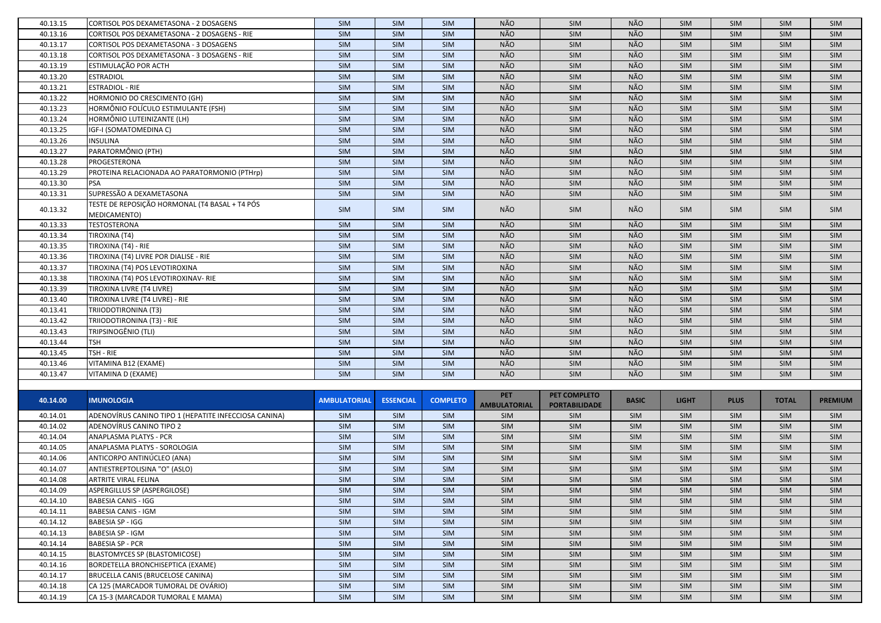| | | | | | | | | | | | |
|---|---|---|---|---|---|---|---|---|---|---|---|
| 40.13.15 | CORTISOL POS DEXAMETASONA - 2 DOSAGENS | SIM | SIM | SIM | NÃO | SIM | NÃO | SIM | SIM | SIM | SIM |
| 40.13.16 | CORTISOL POS DEXAMETASONA - 2 DOSAGENS - RIE | SIM | SIM | SIM | NÃO | SIM | NÃO | SIM | SIM | SIM | SIM |
| 40.13.17 | CORTISOL POS DEXAMETASONA - 3 DOSAGENS | SIM | SIM | SIM | NÃO | SIM | NÃO | SIM | SIM | SIM | SIM |
| 40.13.18 | CORTISOL POS DEXAMETASONA - 3 DOSAGENS - RIE | SIM | SIM | SIM | NÃO | SIM | NÃO | SIM | SIM | SIM | SIM |
| 40.13.19 | ESTIMULAÇÃO POR ACTH | SIM | SIM | SIM | NÃO | SIM | NÃO | SIM | SIM | SIM | SIM |
| 40.13.20 | ESTRADIOL | SIM | SIM | SIM | NÃO | SIM | NÃO | SIM | SIM | SIM | SIM |
| 40.13.21 | ESTRADIOL - RIE | SIM | SIM | SIM | NÃO | SIM | NÃO | SIM | SIM | SIM | SIM |
| 40.13.22 | HORMONIO DO CRESCIMENTO (GH) | SIM | SIM | SIM | NÃO | SIM | NÃO | SIM | SIM | SIM | SIM |
| 40.13.23 | HORMÔNIO FOLÍCULO ESTIMULANTE (FSH) | SIM | SIM | SIM | NÃO | SIM | NÃO | SIM | SIM | SIM | SIM |
| 40.13.24 | HORMÔNIO LUTEINIZANTE (LH) | SIM | SIM | SIM | NÃO | SIM | NÃO | SIM | SIM | SIM | SIM |
| 40.13.25 | IGF-I (SOMATOMEDINA C) | SIM | SIM | SIM | NÃO | SIM | NÃO | SIM | SIM | SIM | SIM |
| 40.13.26 | INSULINA | SIM | SIM | SIM | NÃO | SIM | NÃO | SIM | SIM | SIM | SIM |
| 40.13.27 | PARATORMÔNIO (PTH) | SIM | SIM | SIM | NÃO | SIM | NÃO | SIM | SIM | SIM | SIM |
| 40.13.28 | PROGESTERONA | SIM | SIM | SIM | NÃO | SIM | NÃO | SIM | SIM | SIM | SIM |
| 40.13.29 | PROTEINA RELACIONADA AO PARATORMONIO (PTHrp) | SIM | SIM | SIM | NÃO | SIM | NÃO | SIM | SIM | SIM | SIM |
| 40.13.30 | PSA | SIM | SIM | SIM | NÃO | SIM | NÃO | SIM | SIM | SIM | SIM |
| 40.13.31 | SUPRESSÃO A DEXAMETASONA | SIM | SIM | SIM | NÃO | SIM | NÃO | SIM | SIM | SIM | SIM |
| 40.13.32 | TESTE DE REPOSIÇÃO HORMONAL (T4 BASAL + T4 PÓS MEDICAMENTO) | SIM | SIM | SIM | NÃO | SIM | NÃO | SIM | SIM | SIM | SIM |
| 40.13.33 | TESTOSTERONA | SIM | SIM | SIM | NÃO | SIM | NÃO | SIM | SIM | SIM | SIM |
| 40.13.34 | TIROXINA (T4) | SIM | SIM | SIM | NÃO | SIM | NÃO | SIM | SIM | SIM | SIM |
| 40.13.35 | TIROXINA (T4) - RIE | SIM | SIM | SIM | NÃO | SIM | NÃO | SIM | SIM | SIM | SIM |
| 40.13.36 | TIROXINA (T4) LIVRE POR DIALISE - RIE | SIM | SIM | SIM | NÃO | SIM | NÃO | SIM | SIM | SIM | SIM |
| 40.13.37 | TIROXINA (T4) POS LEVOTIROXINA | SIM | SIM | SIM | NÃO | SIM | NÃO | SIM | SIM | SIM | SIM |
| 40.13.38 | TIROXINA (T4) POS LEVOTIROXINAV- RIE | SIM | SIM | SIM | NÃO | SIM | NÃO | SIM | SIM | SIM | SIM |
| 40.13.39 | TIROXINA LIVRE (T4 LIVRE) | SIM | SIM | SIM | NÃO | SIM | NÃO | SIM | SIM | SIM | SIM |
| 40.13.40 | TIROXINA LIVRE (T4 LIVRE) - RIE | SIM | SIM | SIM | NÃO | SIM | NÃO | SIM | SIM | SIM | SIM |
| 40.13.41 | TRIIODOTIRONINA (T3) | SIM | SIM | SIM | NÃO | SIM | NÃO | SIM | SIM | SIM | SIM |
| 40.13.42 | TRIIODOTIRONINA (T3) - RIE | SIM | SIM | SIM | NÃO | SIM | NÃO | SIM | SIM | SIM | SIM |
| 40.13.43 | TRIPSINOGÊNIO (TLI) | SIM | SIM | SIM | NÃO | SIM | NÃO | SIM | SIM | SIM | SIM |
| 40.13.44 | TSH | SIM | SIM | SIM | NÃO | SIM | NÃO | SIM | SIM | SIM | SIM |
| 40.13.45 | TSH - RIE | SIM | SIM | SIM | NÃO | SIM | NÃO | SIM | SIM | SIM | SIM |
| 40.13.46 | VITAMINA B12 (EXAME) | SIM | SIM | SIM | NÃO | SIM | NÃO | SIM | SIM | SIM | SIM |
| 40.13.47 | VITAMINA D (EXAME) | SIM | SIM | SIM | NÃO | SIM | NÃO | SIM | SIM | SIM | SIM |

| 40.14.00 | IMUNOLOGIA | AMBULATORIAL | ESSENCIAL | COMPLETO | PET AMBULATORIAL | PET COMPLETO PORTABILIDADE | BASIC | LIGHT | PLUS | TOTAL | PREMIUM |
|---|---|---|---|---|---|---|---|---|---|---|---|
| 40.14.01 | ADENOVÍRUS CANINO TIPO 1 (HEPATITE INFECCIOSA CANINA) | SIM | SIM | SIM | SIM | SIM | SIM | SIM | SIM | SIM | SIM |
| 40.14.02 | ADENOVÍRUS CANINO TIPO 2 | SIM | SIM | SIM | SIM | SIM | SIM | SIM | SIM | SIM | SIM |
| 40.14.04 | ANAPLASMA PLATYS - PCR | SIM | SIM | SIM | SIM | SIM | SIM | SIM | SIM | SIM | SIM |
| 40.14.05 | ANAPLASMA PLATYS - SOROLOGIA | SIM | SIM | SIM | SIM | SIM | SIM | SIM | SIM | SIM | SIM |
| 40.14.06 | ANTICORPO ANTINÚCLEO (ANA) | SIM | SIM | SIM | SIM | SIM | SIM | SIM | SIM | SIM | SIM |
| 40.14.07 | ANTIESTREPTOLISINA "O" (ASLO) | SIM | SIM | SIM | SIM | SIM | SIM | SIM | SIM | SIM | SIM |
| 40.14.08 | ARTRITE VIRAL FELINA | SIM | SIM | SIM | SIM | SIM | SIM | SIM | SIM | SIM | SIM |
| 40.14.09 | ASPERGILLUS SP (ASPERGILOSE) | SIM | SIM | SIM | SIM | SIM | SIM | SIM | SIM | SIM | SIM |
| 40.14.10 | BABESIA CANIS - IGG | SIM | SIM | SIM | SIM | SIM | SIM | SIM | SIM | SIM | SIM |
| 40.14.11 | BABESIA CANIS - IGM | SIM | SIM | SIM | SIM | SIM | SIM | SIM | SIM | SIM | SIM |
| 40.14.12 | BABESIA SP - IGG | SIM | SIM | SIM | SIM | SIM | SIM | SIM | SIM | SIM | SIM |
| 40.14.13 | BABESIA SP - IGM | SIM | SIM | SIM | SIM | SIM | SIM | SIM | SIM | SIM | SIM |
| 40.14.14 | BABESIA SP - PCR | SIM | SIM | SIM | SIM | SIM | SIM | SIM | SIM | SIM | SIM |
| 40.14.15 | BLASTOMYCES SP (BLASTOMICOSE) | SIM | SIM | SIM | SIM | SIM | SIM | SIM | SIM | SIM | SIM |
| 40.14.16 | BORDETELLA BRONCHISEPTICA (EXAME) | SIM | SIM | SIM | SIM | SIM | SIM | SIM | SIM | SIM | SIM |
| 40.14.17 | BRUCELLA CANIS (BRUCELOSE CANINA) | SIM | SIM | SIM | SIM | SIM | SIM | SIM | SIM | SIM | SIM |
| 40.14.18 | CA 125 (MARCADOR TUMORAL DE OVÁRIO) | SIM | SIM | SIM | SIM | SIM | SIM | SIM | SIM | SIM | SIM |
| 40.14.19 | CA 15-3 (MARCADOR TUMORAL E MAMA) | SIM | SIM | SIM | SIM | SIM | SIM | SIM | SIM | SIM | SIM |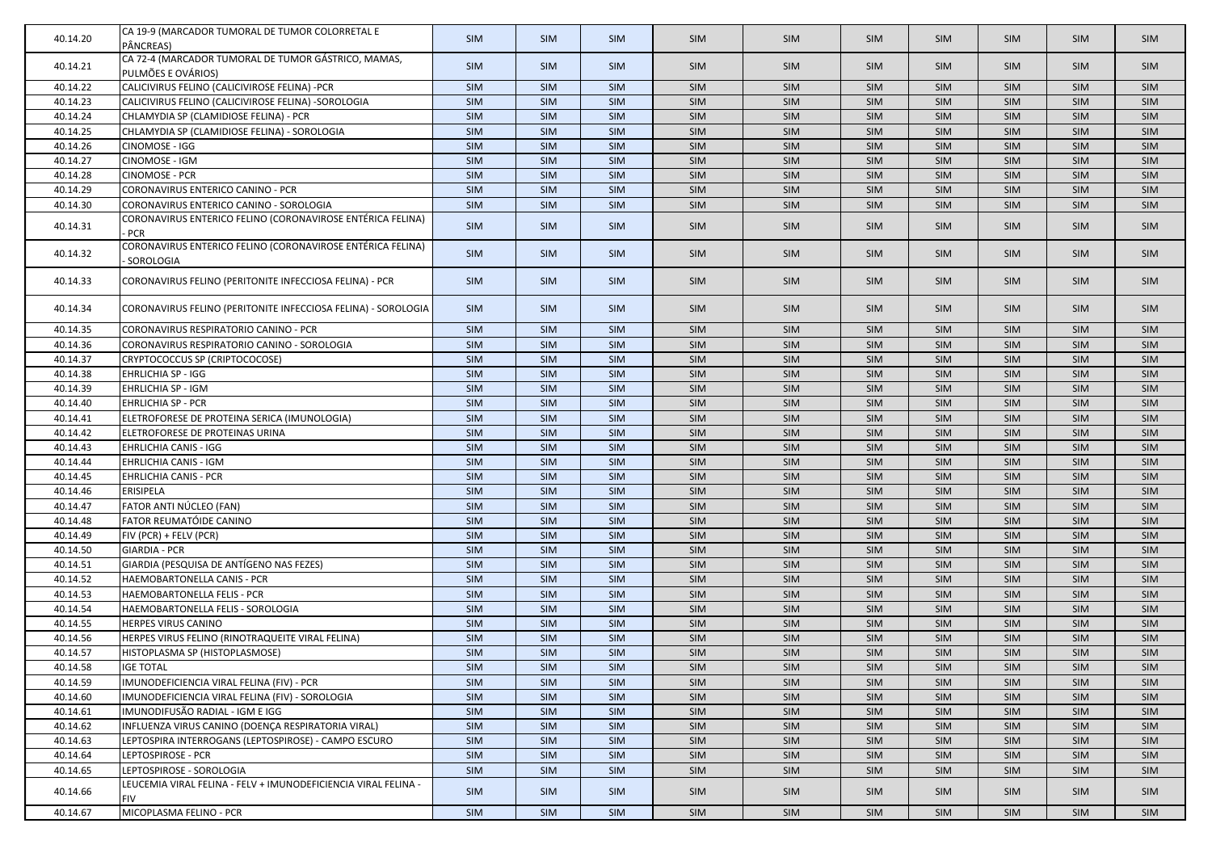| 40.14.20 | CA 19-9 (MARCADOR TUMORAL DE TUMOR COLORRETAL E PÂNCREAS) | SIM | SIM | SIM | SIM | SIM | SIM | SIM | SIM | SIM | SIM |
|---|---|---|---|---|---|---|---|---|---|---|---|
| 40.14.21 | CA 72-4 (MARCADOR TUMORAL DE TUMOR GÁSTRICO, MAMAS, PULMÕES E OVÁRIOS) | SIM | SIM | SIM | SIM | SIM | SIM | SIM | SIM | SIM | SIM |
| 40.14.22 | CALICIVIRUS FELINO (CALICIVIROSE FELINA) -PCR | SIM | SIM | SIM | SIM | SIM | SIM | SIM | SIM | SIM | SIM |
| 40.14.23 | CALICIVIRUS FELINO (CALICIVIROSE FELINA) -SOROLOGIA | SIM | SIM | SIM | SIM | SIM | SIM | SIM | SIM | SIM | SIM |
| 40.14.24 | CHLAMYDIA SP (CLAMIDIOSE FELINA) - PCR | SIM | SIM | SIM | SIM | SIM | SIM | SIM | SIM | SIM | SIM |
| 40.14.25 | CHLAMYDIA SP (CLAMIDIOSE FELINA) - SOROLOGIA | SIM | SIM | SIM | SIM | SIM | SIM | SIM | SIM | SIM | SIM |
| 40.14.26 | CINOMOSE - IGG | SIM | SIM | SIM | SIM | SIM | SIM | SIM | SIM | SIM | SIM |
| 40.14.27 | CINOMOSE - IGM | SIM | SIM | SIM | SIM | SIM | SIM | SIM | SIM | SIM | SIM |
| 40.14.28 | CINOMOSE - PCR | SIM | SIM | SIM | SIM | SIM | SIM | SIM | SIM | SIM | SIM |
| 40.14.29 | CORONAVIRUS ENTERICO CANINO - PCR | SIM | SIM | SIM | SIM | SIM | SIM | SIM | SIM | SIM | SIM |
| 40.14.30 | CORONAVIRUS ENTERICO CANINO - SOROLOGIA | SIM | SIM | SIM | SIM | SIM | SIM | SIM | SIM | SIM | SIM |
| 40.14.31 | CORONAVIRUS ENTERICO FELINO (CORONAVIROSE ENTÉRICA FELINA) - PCR | SIM | SIM | SIM | SIM | SIM | SIM | SIM | SIM | SIM | SIM |
| 40.14.32 | CORONAVIRUS ENTERICO FELINO (CORONAVIROSE ENTÉRICA FELINA) - SOROLOGIA | SIM | SIM | SIM | SIM | SIM | SIM | SIM | SIM | SIM | SIM |
| 40.14.33 | CORONAVIRUS FELINO (PERITONITE INFECCIOSA FELINA) - PCR | SIM | SIM | SIM | SIM | SIM | SIM | SIM | SIM | SIM | SIM |
| 40.14.34 | CORONAVIRUS FELINO (PERITONITE INFECCIOSA FELINA) - SOROLOGIA | SIM | SIM | SIM | SIM | SIM | SIM | SIM | SIM | SIM | SIM |
| 40.14.35 | CORONAVIRUS RESPIRATORIO CANINO - PCR | SIM | SIM | SIM | SIM | SIM | SIM | SIM | SIM | SIM | SIM |
| 40.14.36 | CORONAVIRUS RESPIRATORIO CANINO - SOROLOGIA | SIM | SIM | SIM | SIM | SIM | SIM | SIM | SIM | SIM | SIM |
| 40.14.37 | CRYPTOCOCCUS SP (CRIPTOCOCOSE) | SIM | SIM | SIM | SIM | SIM | SIM | SIM | SIM | SIM | SIM |
| 40.14.38 | EHRLICHIA SP - IGG | SIM | SIM | SIM | SIM | SIM | SIM | SIM | SIM | SIM | SIM |
| 40.14.39 | EHRLICHIA SP - IGM | SIM | SIM | SIM | SIM | SIM | SIM | SIM | SIM | SIM | SIM |
| 40.14.40 | EHRLICHIA SP - PCR | SIM | SIM | SIM | SIM | SIM | SIM | SIM | SIM | SIM | SIM |
| 40.14.41 | ELETROFORESE DE PROTEINA SERICA (IMUNOLOGIA) | SIM | SIM | SIM | SIM | SIM | SIM | SIM | SIM | SIM | SIM |
| 40.14.42 | ELETROFORESE DE PROTEINAS URINA | SIM | SIM | SIM | SIM | SIM | SIM | SIM | SIM | SIM | SIM |
| 40.14.43 | EHRLICHIA CANIS - IGG | SIM | SIM | SIM | SIM | SIM | SIM | SIM | SIM | SIM | SIM |
| 40.14.44 | EHRLICHIA CANIS - IGM | SIM | SIM | SIM | SIM | SIM | SIM | SIM | SIM | SIM | SIM |
| 40.14.45 | EHRLICHIA CANIS - PCR | SIM | SIM | SIM | SIM | SIM | SIM | SIM | SIM | SIM | SIM |
| 40.14.46 | ERISIPELA | SIM | SIM | SIM | SIM | SIM | SIM | SIM | SIM | SIM | SIM |
| 40.14.47 | FATOR ANTI NÚCLEO (FAN) | SIM | SIM | SIM | SIM | SIM | SIM | SIM | SIM | SIM | SIM |
| 40.14.48 | FATOR REUMATÓIDE CANINO | SIM | SIM | SIM | SIM | SIM | SIM | SIM | SIM | SIM | SIM |
| 40.14.49 | FIV (PCR) + FELV (PCR) | SIM | SIM | SIM | SIM | SIM | SIM | SIM | SIM | SIM | SIM |
| 40.14.50 | GIARDIA - PCR | SIM | SIM | SIM | SIM | SIM | SIM | SIM | SIM | SIM | SIM |
| 40.14.51 | GIARDIA (PESQUISA DE ANTÍGENO NAS FEZES) | SIM | SIM | SIM | SIM | SIM | SIM | SIM | SIM | SIM | SIM |
| 40.14.52 | HAEMOBARTONELLA CANIS - PCR | SIM | SIM | SIM | SIM | SIM | SIM | SIM | SIM | SIM | SIM |
| 40.14.53 | HAEMOBARTONELLA FELIS - PCR | SIM | SIM | SIM | SIM | SIM | SIM | SIM | SIM | SIM | SIM |
| 40.14.54 | HAEMOBARTONELLA FELIS - SOROLOGIA | SIM | SIM | SIM | SIM | SIM | SIM | SIM | SIM | SIM | SIM |
| 40.14.55 | HERPES VIRUS CANINO | SIM | SIM | SIM | SIM | SIM | SIM | SIM | SIM | SIM | SIM |
| 40.14.56 | HERPES VIRUS FELINO (RINOTRAQUEITE VIRAL FELINA) | SIM | SIM | SIM | SIM | SIM | SIM | SIM | SIM | SIM | SIM |
| 40.14.57 | HISTOPLASMA SP (HISTOPLASMOSE) | SIM | SIM | SIM | SIM | SIM | SIM | SIM | SIM | SIM | SIM |
| 40.14.58 | IGE TOTAL | SIM | SIM | SIM | SIM | SIM | SIM | SIM | SIM | SIM | SIM |
| 40.14.59 | IMUNODEFICIENCIA VIRAL FELINA (FIV) - PCR | SIM | SIM | SIM | SIM | SIM | SIM | SIM | SIM | SIM | SIM |
| 40.14.60 | IMUNODEFICIENCIA VIRAL FELINA (FIV) - SOROLOGIA | SIM | SIM | SIM | SIM | SIM | SIM | SIM | SIM | SIM | SIM |
| 40.14.61 | IMUNODIFUSÃO RADIAL - IGM E IGG | SIM | SIM | SIM | SIM | SIM | SIM | SIM | SIM | SIM | SIM |
| 40.14.62 | INFLUENZA VIRUS CANINO (DOENÇA RESPIRATORIA VIRAL) | SIM | SIM | SIM | SIM | SIM | SIM | SIM | SIM | SIM | SIM |
| 40.14.63 | LEPTOSPIRA INTERROGANS (LEPTOSPIROSE) - CAMPO ESCURO | SIM | SIM | SIM | SIM | SIM | SIM | SIM | SIM | SIM | SIM |
| 40.14.64 | LEPTOSPIROSE - PCR | SIM | SIM | SIM | SIM | SIM | SIM | SIM | SIM | SIM | SIM |
| 40.14.65 | LEPTOSPIROSE - SOROLOGIA | SIM | SIM | SIM | SIM | SIM | SIM | SIM | SIM | SIM | SIM |
| 40.14.66 | LEUCEMIA VIRAL FELINA - FELV + IMUNODEFICIENCIA VIRAL FELINA - FIV | SIM | SIM | SIM | SIM | SIM | SIM | SIM | SIM | SIM | SIM |
| 40.14.67 | MICOPLASMA FELINO - PCR | SIM | SIM | SIM | SIM | SIM | SIM | SIM | SIM | SIM | SIM |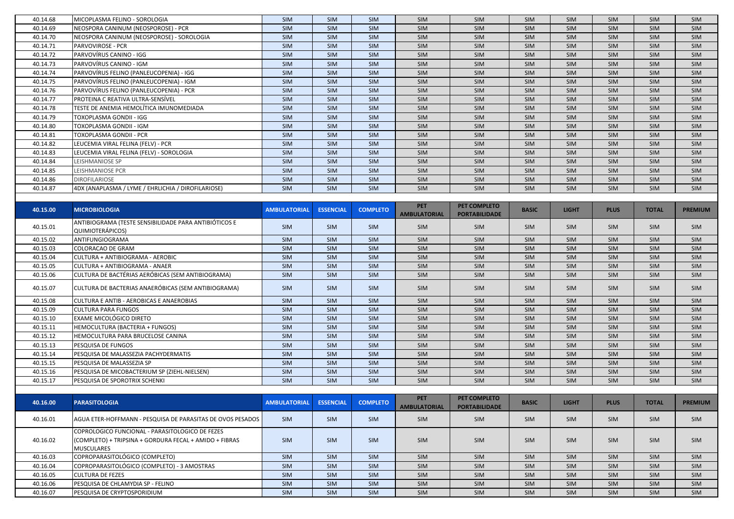| | | | | | | | | | | | |
|---|---|---|---|---|---|---|---|---|---|---|---|
| 40.14.68 | MICOPLASMA FELINO - SOROLOGIA | SIM | SIM | SIM | SIM | SIM | SIM | SIM | SIM | SIM | SIM |
| 40.14.69 | NEOSPORA CANINUM (NEOSPOROSE) - PCR | SIM | SIM | SIM | SIM | SIM | SIM | SIM | SIM | SIM | SIM |
| 40.14.70 | NEOSPORA CANINUM (NEOSPOROSE) - SOROLOGIA | SIM | SIM | SIM | SIM | SIM | SIM | SIM | SIM | SIM | SIM |
| 40.14.71 | PARVOVIROSE - PCR | SIM | SIM | SIM | SIM | SIM | SIM | SIM | SIM | SIM | SIM |
| 40.14.72 | PARVOVÍRUS CANINO - IGG | SIM | SIM | SIM | SIM | SIM | SIM | SIM | SIM | SIM | SIM |
| 40.14.73 | PARVOVÍRUS CANINO - IGM | SIM | SIM | SIM | SIM | SIM | SIM | SIM | SIM | SIM | SIM |
| 40.14.74 | PARVOVÍRUS FELINO (PANLEUCOPENIA) - IGG | SIM | SIM | SIM | SIM | SIM | SIM | SIM | SIM | SIM | SIM |
| 40.14.75 | PARVOVÍRUS FELINO (PANLEUCOPENIA) - IGM | SIM | SIM | SIM | SIM | SIM | SIM | SIM | SIM | SIM | SIM |
| 40.14.76 | PARVOVÍRUS FELINO (PANLEUCOPENIA) - PCR | SIM | SIM | SIM | SIM | SIM | SIM | SIM | SIM | SIM | SIM |
| 40.14.77 | PROTEINA C REATIVA ULTRA-SENSÍVEL | SIM | SIM | SIM | SIM | SIM | SIM | SIM | SIM | SIM | SIM |
| 40.14.78 | TESTE DE ANEMIA HEMOLÍTICA IMUNOMEDIADA | SIM | SIM | SIM | SIM | SIM | SIM | SIM | SIM | SIM | SIM |
| 40.14.79 | TOXOPLASMA GONDII - IGG | SIM | SIM | SIM | SIM | SIM | SIM | SIM | SIM | SIM | SIM |
| 40.14.80 | TOXOPLASMA GONDII - IGM | SIM | SIM | SIM | SIM | SIM | SIM | SIM | SIM | SIM | SIM |
| 40.14.81 | TOXOPLASMA GONDII - PCR | SIM | SIM | SIM | SIM | SIM | SIM | SIM | SIM | SIM | SIM |
| 40.14.82 | LEUCEMIA VIRAL FELINA (FELV) - PCR | SIM | SIM | SIM | SIM | SIM | SIM | SIM | SIM | SIM | SIM |
| 40.14.83 | LEUCEMIA VIRAL FELINA (FELV) - SOROLOGIA | SIM | SIM | SIM | SIM | SIM | SIM | SIM | SIM | SIM | SIM |
| 40.14.84 | LEISHMANIOSE SP | SIM | SIM | SIM | SIM | SIM | SIM | SIM | SIM | SIM | SIM |
| 40.14.85 | LEISHMANIOSE PCR | SIM | SIM | SIM | SIM | SIM | SIM | SIM | SIM | SIM | SIM |
| 40.14.86 | DIROFILARIOSE | SIM | SIM | SIM | SIM | SIM | SIM | SIM | SIM | SIM | SIM |
| 40.14.87 | 4DX (ANAPLASMA / LYME / EHRLICHIA / DIROFILARIOSE) | SIM | SIM | SIM | SIM | SIM | SIM | SIM | SIM | SIM | SIM |

| 40.15.00 | MICROBIOLOGIA | AMBULATORIAL | ESSENCIAL | COMPLETO | PET AMBULATORIAL | PET COMPLETO PORTABILIDADE | BASIC | LIGHT | PLUS | TOTAL | PREMIUM |
|---|---|---|---|---|---|---|---|---|---|---|---|
| 40.15.01 | ANTIBIOGRAMA (TESTE SENSIBILIDADE PARA ANTIBIÓTICOS E QUIMIOTERÁPICOS) | SIM | SIM | SIM | SIM | SIM | SIM | SIM | SIM | SIM | SIM |
| 40.15.02 | ANTIFUNGIOGRAMA | SIM | SIM | SIM | SIM | SIM | SIM | SIM | SIM | SIM | SIM |
| 40.15.03 | COLORACAO DE GRAM | SIM | SIM | SIM | SIM | SIM | SIM | SIM | SIM | SIM | SIM |
| 40.15.04 | CULTURA + ANTIBIOGRAMA - AEROBIC | SIM | SIM | SIM | SIM | SIM | SIM | SIM | SIM | SIM | SIM |
| 40.15.05 | CULTURA + ANTIBIOGRAMA - ANAER | SIM | SIM | SIM | SIM | SIM | SIM | SIM | SIM | SIM | SIM |
| 40.15.06 | CULTURA DE BACTÉRIAS AERÓBICAS (SEM ANTIBIOGRAMA) | SIM | SIM | SIM | SIM | SIM | SIM | SIM | SIM | SIM | SIM |
| 40.15.07 | CULTURA DE BACTERIAS ANAERÓBICAS (SEM ANTIBIOGRAMA) | SIM | SIM | SIM | SIM | SIM | SIM | SIM | SIM | SIM | SIM |
| 40.15.08 | CULTURA E ANTIB - AEROBICAS E ANAEROBIAS | SIM | SIM | SIM | SIM | SIM | SIM | SIM | SIM | SIM | SIM |
| 40.15.09 | CULTURA PARA FUNGOS | SIM | SIM | SIM | SIM | SIM | SIM | SIM | SIM | SIM | SIM |
| 40.15.10 | EXAME MICOLÓGICO DIRETO | SIM | SIM | SIM | SIM | SIM | SIM | SIM | SIM | SIM | SIM |
| 40.15.11 | HEMOCULTURA (BACTERIA + FUNGOS) | SIM | SIM | SIM | SIM | SIM | SIM | SIM | SIM | SIM | SIM |
| 40.15.12 | HEMOCULTURA PARA BRUCELOSE CANINA | SIM | SIM | SIM | SIM | SIM | SIM | SIM | SIM | SIM | SIM |
| 40.15.13 | PESQUISA DE FUNGOS | SIM | SIM | SIM | SIM | SIM | SIM | SIM | SIM | SIM | SIM |
| 40.15.14 | PESQUISA DE MALASSEZIA PACHYDERMATIS | SIM | SIM | SIM | SIM | SIM | SIM | SIM | SIM | SIM | SIM |
| 40.15.15 | PESQUISA DE MALASSEZIA SP | SIM | SIM | SIM | SIM | SIM | SIM | SIM | SIM | SIM | SIM |
| 40.15.16 | PESQUISA DE MICOBACTERIUM SP (ZIEHL-NIELSEN) | SIM | SIM | SIM | SIM | SIM | SIM | SIM | SIM | SIM | SIM |
| 40.15.17 | PESQUISA DE SPOROTRIX SCHENKI | SIM | SIM | SIM | SIM | SIM | SIM | SIM | SIM | SIM | SIM |

| 40.16.00 | PARASITOLOGIA | AMBULATORIAL | ESSENCIAL | COMPLETO | PET AMBULATORIAL | PET COMPLETO PORTABILIDADE | BASIC | LIGHT | PLUS | TOTAL | PREMIUM |
|---|---|---|---|---|---|---|---|---|---|---|---|
| 40.16.01 | AGUA ETER-HOFFMANN - PESQUISA DE PARASITAS DE OVOS PESADOS | SIM | SIM | SIM | SIM | SIM | SIM | SIM | SIM | SIM | SIM |
| 40.16.02 | COPROLOGICO FUNCIONAL - PARASITOLOGICO DE FEZES (COMPLETO) + TRIPSINA + GORDURA FECAL + AMIDO + FIBRAS MUSCULARES | SIM | SIM | SIM | SIM | SIM | SIM | SIM | SIM | SIM | SIM |
| 40.16.03 | COPROPARASITOLÓGICO (COMPLETO) | SIM | SIM | SIM | SIM | SIM | SIM | SIM | SIM | SIM | SIM |
| 40.16.04 | COPROPARASITOLÓGICO (COMPLETO) - 3 AMOSTRAS | SIM | SIM | SIM | SIM | SIM | SIM | SIM | SIM | SIM | SIM |
| 40.16.05 | CULTURA DE FEZES | SIM | SIM | SIM | SIM | SIM | SIM | SIM | SIM | SIM | SIM |
| 40.16.06 | PESQUISA DE CHLAMYDIA SP - FELINO | SIM | SIM | SIM | SIM | SIM | SIM | SIM | SIM | SIM | SIM |
| 40.16.07 | PESQUISA DE CRYPTOSPORIDIUM | SIM | SIM | SIM | SIM | SIM | SIM | SIM | SIM | SIM | SIM |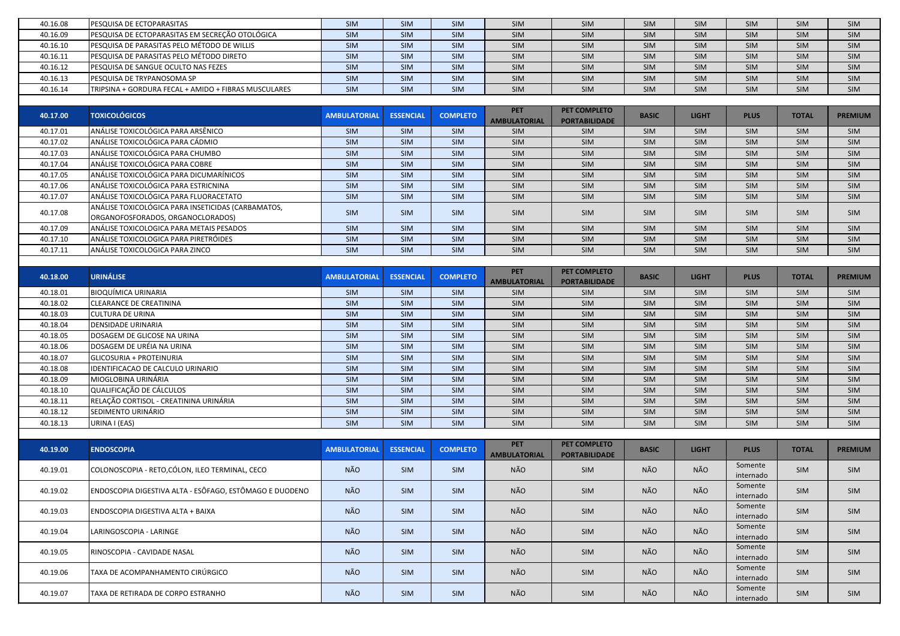| | | | | | | | | | | | |
|---|---|---|---|---|---|---|---|---|---|---|---|
| 40.16.08 | PESQUISA DE ECTOPARASITAS | SIM | SIM | SIM | SIM | SIM | SIM | SIM | SIM | SIM | SIM |
| 40.16.09 | PESQUISA DE ECTOPARASITAS EM SECREÇÃO OTOLÓGICA | SIM | SIM | SIM | SIM | SIM | SIM | SIM | SIM | SIM | SIM |
| 40.16.10 | PESQUISA DE PARASITAS PELO MÉTODO DE WILLIS | SIM | SIM | SIM | SIM | SIM | SIM | SIM | SIM | SIM | SIM |
| 40.16.11 | PESQUISA DE PARASITAS PELO MÉTODO DIRETO | SIM | SIM | SIM | SIM | SIM | SIM | SIM | SIM | SIM | SIM |
| 40.16.12 | PESQUISA DE SANGUE OCULTO NAS FEZES | SIM | SIM | SIM | SIM | SIM | SIM | SIM | SIM | SIM | SIM |
| 40.16.13 | PESQUISA DE TRYPANOSOMA SP | SIM | SIM | SIM | SIM | SIM | SIM | SIM | SIM | SIM | SIM |
| 40.16.14 | TRIPSINA + GORDURA FECAL + AMIDO + FIBRAS MUSCULARES | SIM | SIM | SIM | SIM | SIM | SIM | SIM | SIM | SIM | SIM |

| 40.17.00 | TOXICOLÓGICOS | AMBULATORIAL | ESSENCIAL | COMPLETO | PET AMBULATORIAL | PET COMPLETO PORTABILIDADE | BASIC | LIGHT | PLUS | TOTAL | PREMIUM |
|---|---|---|---|---|---|---|---|---|---|---|---|
| 40.17.01 | ANÁLISE TOXICOLÓGICA PARA ARSÊNICO | SIM | SIM | SIM | SIM | SIM | SIM | SIM | SIM | SIM | SIM |
| 40.17.02 | ANÁLISE TOXICOLÓGICA PARA CÁDMIO | SIM | SIM | SIM | SIM | SIM | SIM | SIM | SIM | SIM | SIM |
| 40.17.03 | ANÁLISE TOXICOLÓGICA PARA CHUMBO | SIM | SIM | SIM | SIM | SIM | SIM | SIM | SIM | SIM | SIM |
| 40.17.04 | ANÁLISE TOXICOLÓGICA PARA COBRE | SIM | SIM | SIM | SIM | SIM | SIM | SIM | SIM | SIM | SIM |
| 40.17.05 | ANÁLISE TOXICOLÓGICA PARA DICUMARÍNICOS | SIM | SIM | SIM | SIM | SIM | SIM | SIM | SIM | SIM | SIM |
| 40.17.06 | ANÁLISE TOXICOLÓGICA PARA ESTRICNINA | SIM | SIM | SIM | SIM | SIM | SIM | SIM | SIM | SIM | SIM |
| 40.17.07 | ANÁLISE TOXICOLÓGICA PARA FLUORACETATO | SIM | SIM | SIM | SIM | SIM | SIM | SIM | SIM | SIM | SIM |
| 40.17.08 | ANÁLISE TOXICOLÓGICA PARA INSETICIDAS (CARBAMATOS, ORGANOFOSFORADOS, ORGANOCLORADOS) | SIM | SIM | SIM | SIM | SIM | SIM | SIM | SIM | SIM | SIM |
| 40.17.09 | ANÁLISE TOXICOLOGICA PARA METAIS PESADOS | SIM | SIM | SIM | SIM | SIM | SIM | SIM | SIM | SIM | SIM |
| 40.17.10 | ANÁLISE TOXICOLOGICA PARA PIRETRÓIDES | SIM | SIM | SIM | SIM | SIM | SIM | SIM | SIM | SIM | SIM |
| 40.17.11 | ANÁLISE TOXICOLOGICA PARA ZINCO | SIM | SIM | SIM | SIM | SIM | SIM | SIM | SIM | SIM | SIM |

| 40.18.00 | URINÁLISE | AMBULATORIAL | ESSENCIAL | COMPLETO | PET AMBULATORIAL | PET COMPLETO PORTABILIDADE | BASIC | LIGHT | PLUS | TOTAL | PREMIUM |
|---|---|---|---|---|---|---|---|---|---|---|---|
| 40.18.01 | BIOQUÍMICA URINARIA | SIM | SIM | SIM | SIM | SIM | SIM | SIM | SIM | SIM | SIM |
| 40.18.02 | CLEARANCE DE CREATININA | SIM | SIM | SIM | SIM | SIM | SIM | SIM | SIM | SIM | SIM |
| 40.18.03 | CULTURA DE URINA | SIM | SIM | SIM | SIM | SIM | SIM | SIM | SIM | SIM | SIM |
| 40.18.04 | DENSIDADE URINARIA | SIM | SIM | SIM | SIM | SIM | SIM | SIM | SIM | SIM | SIM |
| 40.18.05 | DOSAGEM DE GLICOSE NA URINA | SIM | SIM | SIM | SIM | SIM | SIM | SIM | SIM | SIM | SIM |
| 40.18.06 | DOSAGEM DE URÉIA NA URINA | SIM | SIM | SIM | SIM | SIM | SIM | SIM | SIM | SIM | SIM |
| 40.18.07 | GLICOSURIA + PROTEINURIA | SIM | SIM | SIM | SIM | SIM | SIM | SIM | SIM | SIM | SIM |
| 40.18.08 | IDENTIFICACAO DE CALCULO URINARIO | SIM | SIM | SIM | SIM | SIM | SIM | SIM | SIM | SIM | SIM |
| 40.18.09 | MIOGLOBINA URINÁRIA | SIM | SIM | SIM | SIM | SIM | SIM | SIM | SIM | SIM | SIM |
| 40.18.10 | QUALIFICAÇÃO DE CÁLCULOS | SIM | SIM | SIM | SIM | SIM | SIM | SIM | SIM | SIM | SIM |
| 40.18.11 | RELAÇÃO CORTISOL - CREATININA URINÁRIA | SIM | SIM | SIM | SIM | SIM | SIM | SIM | SIM | SIM | SIM |
| 40.18.12 | SEDIMENTO URINÁRIO | SIM | SIM | SIM | SIM | SIM | SIM | SIM | SIM | SIM | SIM |
| 40.18.13 | URINA I (EAS) | SIM | SIM | SIM | SIM | SIM | SIM | SIM | SIM | SIM | SIM |

| 40.19.00 | ENDOSCOPIA | AMBULATORIAL | ESSENCIAL | COMPLETO | PET AMBULATORIAL | PET COMPLETO PORTABILIDADE | BASIC | LIGHT | PLUS | TOTAL | PREMIUM |
|---|---|---|---|---|---|---|---|---|---|---|---|
| 40.19.01 | COLONOSCOPIA - RETO,CÓLON, ILEO TERMINAL, CECO | NÃO | SIM | SIM | NÃO | SIM | NÃO | NÃO | Somente internado | SIM | SIM |
| 40.19.02 | ENDOSCOPIA DIGESTIVA ALTA - ESÔFAGO, ESTÔMAGO E DUODENO | NÃO | SIM | SIM | NÃO | SIM | NÃO | NÃO | Somente internado | SIM | SIM |
| 40.19.03 | ENDOSCOPIA DIGESTIVA ALTA + BAIXA | NÃO | SIM | SIM | NÃO | SIM | NÃO | NÃO | Somente internado | SIM | SIM |
| 40.19.04 | LARINGOSCOPIA - LARINGE | NÃO | SIM | SIM | NÃO | SIM | NÃO | NÃO | Somente internado | SIM | SIM |
| 40.19.05 | RINOSCOPIA - CAVIDADE NASAL | NÃO | SIM | SIM | NÃO | SIM | NÃO | NÃO | Somente internado | SIM | SIM |
| 40.19.06 | TAXA DE ACOMPANHAMENTO CIRÚRGICO | NÃO | SIM | SIM | NÃO | SIM | NÃO | NÃO | Somente internado | SIM | SIM |
| 40.19.07 | TAXA DE RETIRADA DE CORPO ESTRANHO | NÃO | SIM | SIM | NÃO | SIM | NÃO | NÃO | Somente internado | SIM | SIM |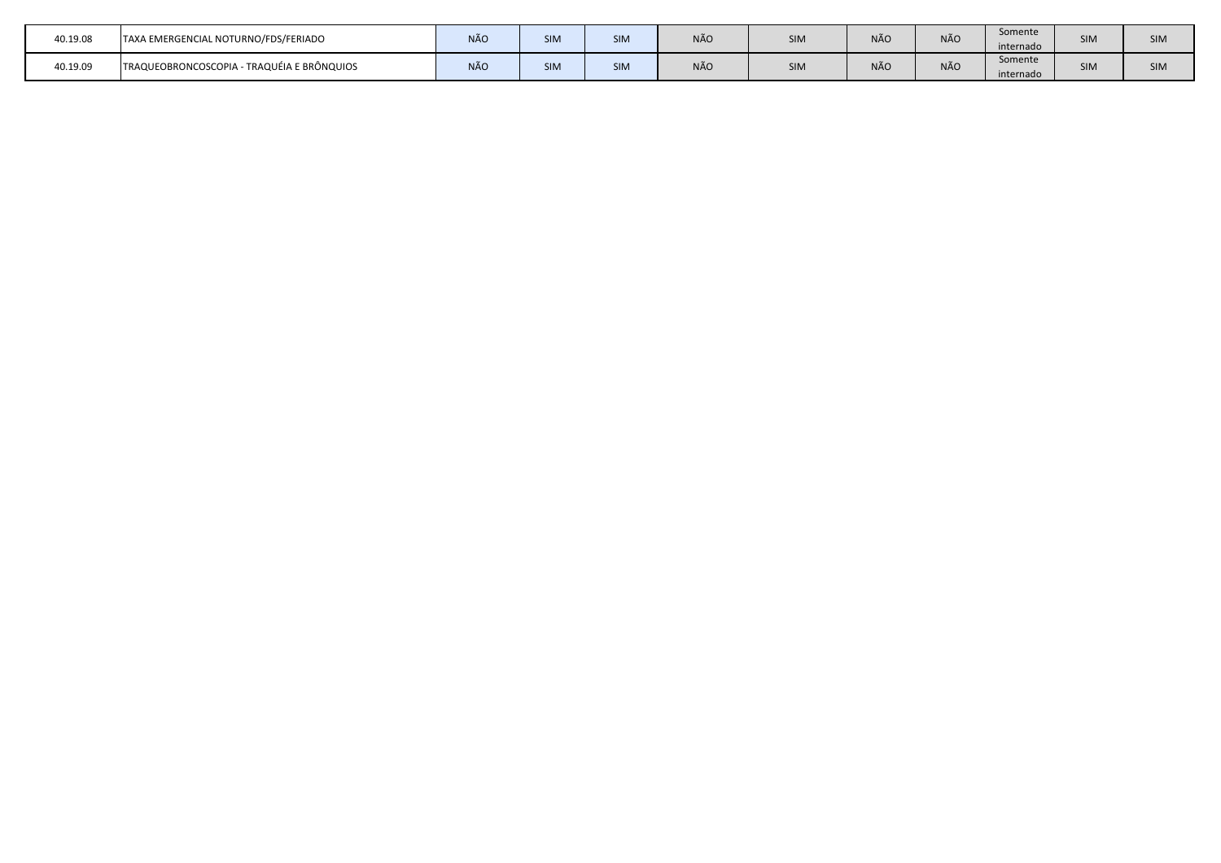| | | | | | | | | | | | |
|---|---|---|---|---|---|---|---|---|---|---|---|
| 40.19.08 | TAXA EMERGENCIAL NOTURNO/FDS/FERIADO | NÃO | SIM | SIM | NÃO | SIM | NÃO | NÃO | Somente internado | SIM | SIM |
| 40.19.09 | TRAQUEOBRONCOSCOPIA - TRAQUÉIA E BRÔNQUIOS | NÃO | SIM | SIM | NÃO | SIM | NÃO | NÃO | Somente internado | SIM | SIM |